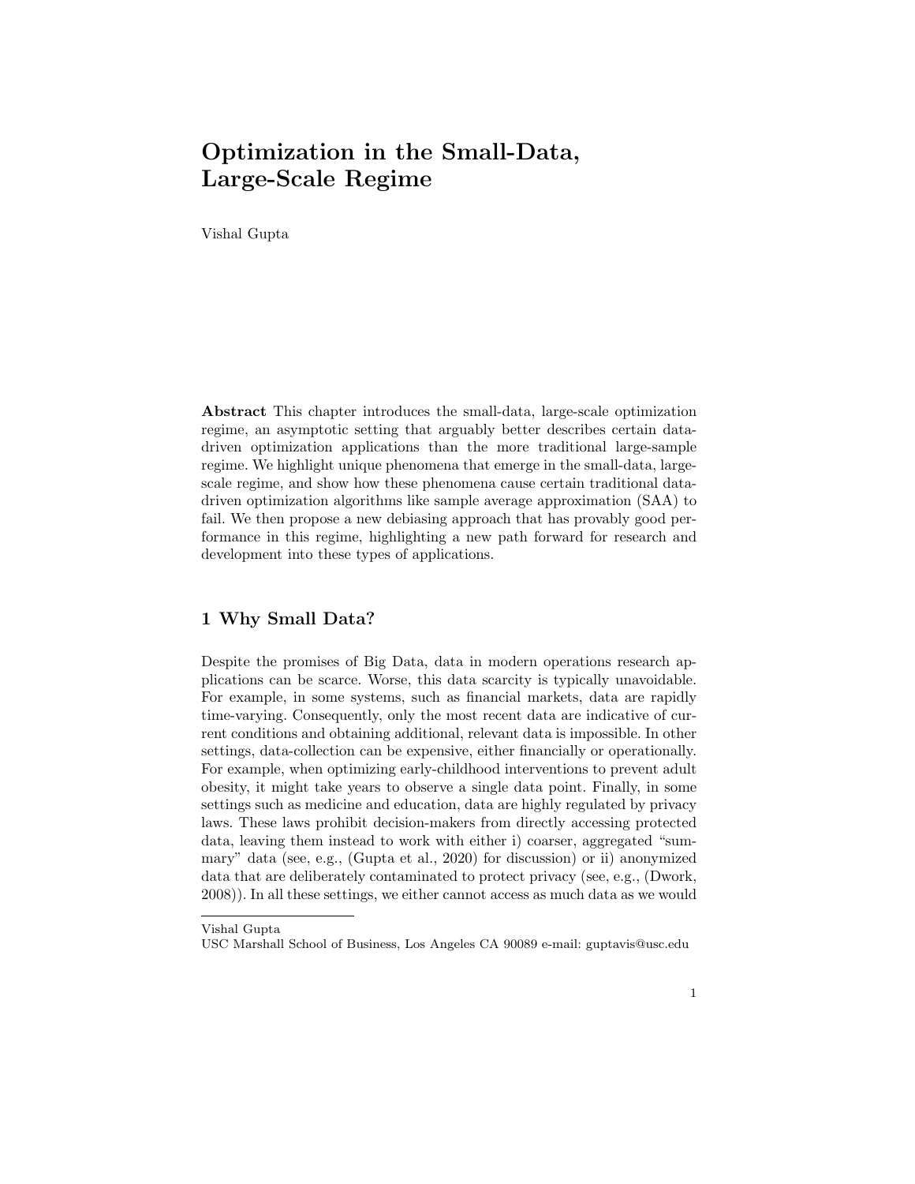# Optimization in the Small-Data, Large-Scale Regime

Vishal Gupta

**Abstract** This chapter introduces the small-data, large-scale optimization regime, an asymptotic setting that arguably better describes certain data-driven optimization applications than the more traditional large-sample regime. We highlight unique phenomena that emerge in the small-data, large-scale regime, and show how these phenomena cause certain traditional data-driven optimization algorithms like sample average approximation (SAA) to fail. We then propose a new debiasing approach that has provably good performance in this regime, highlighting a new path forward for research and development into these types of applications.

## 1 Why Small Data?

Despite the promises of Big Data, data in modern operations research applications can be scarce. Worse, this data scarcity is typically unavoidable. For example, in some systems, such as financial markets, data are rapidly time-varying. Consequently, only the most recent data are indicative of current conditions and obtaining additional, relevant data is impossible. In other settings, data-collection can be expensive, either financially or operationally. For example, when optimizing early-childhood interventions to prevent adult obesity, it might take years to observe a single data point. Finally, in some settings such as medicine and education, data are highly regulated by privacy laws. These laws prohibit decision-makers from directly accessing protected data, leaving them instead to work with either i) coarser, aggregated "summary" data (see, e.g., (Gupta et al., 2020) for discussion) or ii) anonymized data that are deliberately contaminated to protect privacy (see, e.g., (Dwork, 2008)). In all these settings, we either cannot access as much data as we would

---

Vishal Gupta
USC Marshall School of Business, Los Angeles CA 90089 e-mail: guptavis@usc.edu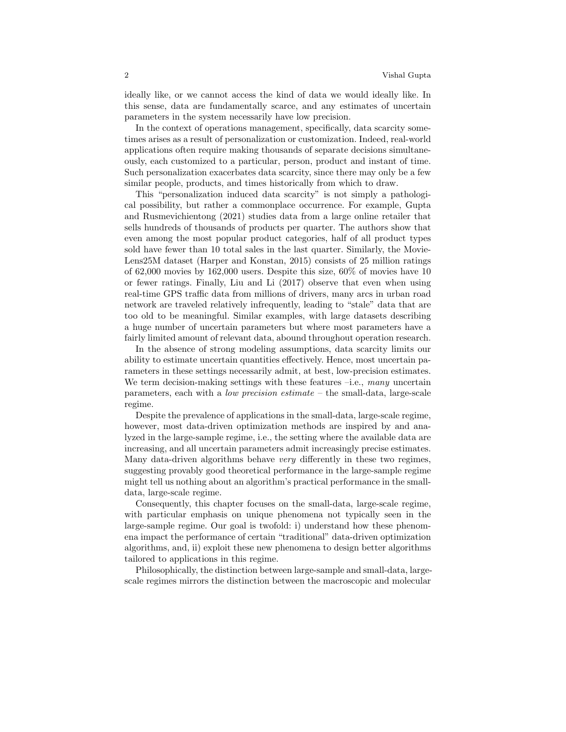ideally like, or we cannot access the kind of data we would ideally like. In this sense, data are fundamentally scarce, and any estimates of uncertain parameters in the system necessarily have low precision.

In the context of operations management, specifically, data scarcity sometimes arises as a result of personalization or customization. Indeed, real-world applications often require making thousands of separate decisions simultaneously, each customized to a particular, person, product and instant of time. Such personalization exacerbates data scarcity, since there may only be a few similar people, products, and times historically from which to draw.

This "personalization induced data scarcity" is not simply a pathological possibility, but rather a commonplace occurrence. For example, Gupta and Rusmevichientong (2021) studies data from a large online retailer that sells hundreds of thousands of products per quarter. The authors show that even among the most popular product categories, half of all product types sold have fewer than 10 total sales in the last quarter. Similarly, the MovieLens25M dataset (Harper and Konstan, 2015) consists of 25 million ratings of 62,000 movies by 162,000 users. Despite this size, 60% of movies have 10 or fewer ratings. Finally, Liu and Li (2017) observe that even when using real-time GPS traffic data from millions of drivers, many arcs in urban road network are traveled relatively infrequently, leading to "stale" data that are too old to be meaningful. Similar examples, with large datasets describing a huge number of uncertain parameters but where most parameters have a fairly limited amount of relevant data, abound throughout operation research.

In the absence of strong modeling assumptions, data scarcity limits our ability to estimate uncertain quantities effectively. Hence, most uncertain parameters in these settings necessarily admit, at best, low-precision estimates. We term decision-making settings with these features –i.e., *many* uncertain parameters, each with a *low precision estimate* – the small-data, large-scale regime.

Despite the prevalence of applications in the small-data, large-scale regime, however, most data-driven optimization methods are inspired by and analyzed in the large-sample regime, i.e., the setting where the available data are increasing, and all uncertain parameters admit increasingly precise estimates. Many data-driven algorithms behave *very* differently in these two regimes, suggesting provably good theoretical performance in the large-sample regime might tell us nothing about an algorithm's practical performance in the small-data, large-scale regime.

Consequently, this chapter focuses on the small-data, large-scale regime, with particular emphasis on unique phenomena not typically seen in the large-sample regime. Our goal is twofold: i) understand how these phenomena impact the performance of certain "traditional" data-driven optimization algorithms, and, ii) exploit these new phenomena to design better algorithms tailored to applications in this regime.

Philosophically, the distinction between large-sample and small-data, large-scale regimes mirrors the distinction between the macroscopic and molecular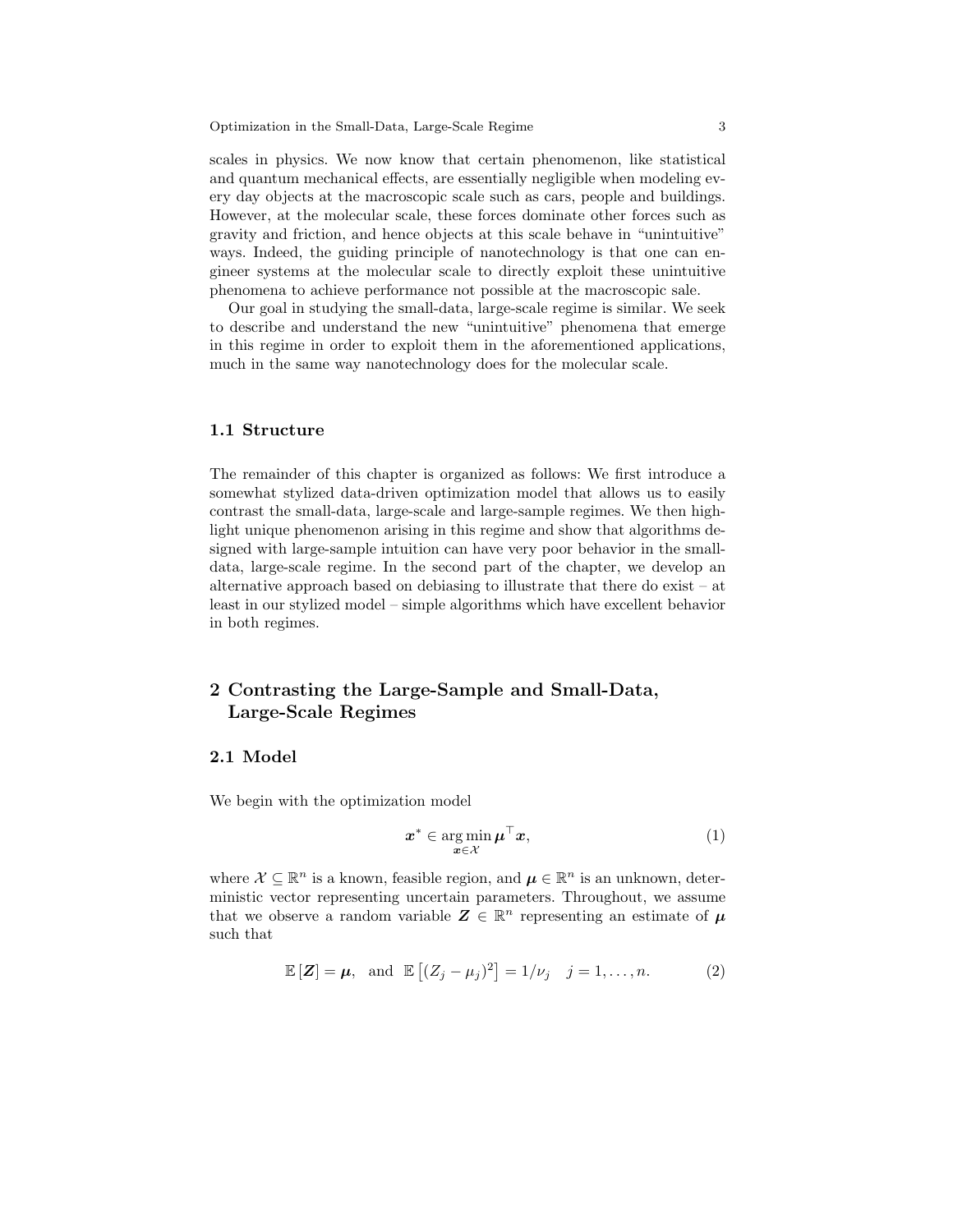scales in physics. We now know that certain phenomenon, like statistical and quantum mechanical effects, are essentially negligible when modeling every day objects at the macroscopic scale such as cars, people and buildings. However, at the molecular scale, these forces dominate other forces such as gravity and friction, and hence objects at this scale behave in "unintuitive" ways. Indeed, the guiding principle of nanotechnology is that one can engineer systems at the molecular scale to directly exploit these unintuitive phenomena to achieve performance not possible at the macroscopic sale.

Our goal in studying the small-data, large-scale regime is similar. We seek to describe and understand the new "unintuitive" phenomena that emerge in this regime in order to exploit them in the aforementioned applications, much in the same way nanotechnology does for the molecular scale.

### 1.1 Structure

The remainder of this chapter is organized as follows: We first introduce a somewhat stylized data-driven optimization model that allows us to easily contrast the small-data, large-scale and large-sample regimes. We then highlight unique phenomenon arising in this regime and show that algorithms designed with large-sample intuition can have very poor behavior in the small-data, large-scale regime. In the second part of the chapter, we develop an alternative approach based on debiasing to illustrate that there do exist – at least in our stylized model – simple algorithms which have excellent behavior in both regimes.

## 2 Contrasting the Large-Sample and Small-Data, Large-Scale Regimes

### 2.1 Model

We begin with the optimization model

$$\boldsymbol{x}^* \in \arg\min_{\boldsymbol{x} \in \mathcal{X}} \boldsymbol{\mu}^\top \boldsymbol{x}, \tag{1}$$

where $\mathcal{X} \subseteq \mathbb{R}^n$ is a known, feasible region, and $\boldsymbol{\mu} \in \mathbb{R}^n$ is an unknown, deterministic vector representing uncertain parameters. Throughout, we assume that we observe a random variable $\boldsymbol{Z} \in \mathbb{R}^n$ representing an estimate of $\boldsymbol{\mu}$ such that

$$\mathbb{E}[\boldsymbol{Z}] = \boldsymbol{\mu}, \text{ and } \mathbb{E}\left[(Z_j - \mu_j)^2\right] = 1/\nu_j \quad j = 1, \ldots, n. \tag{2}$$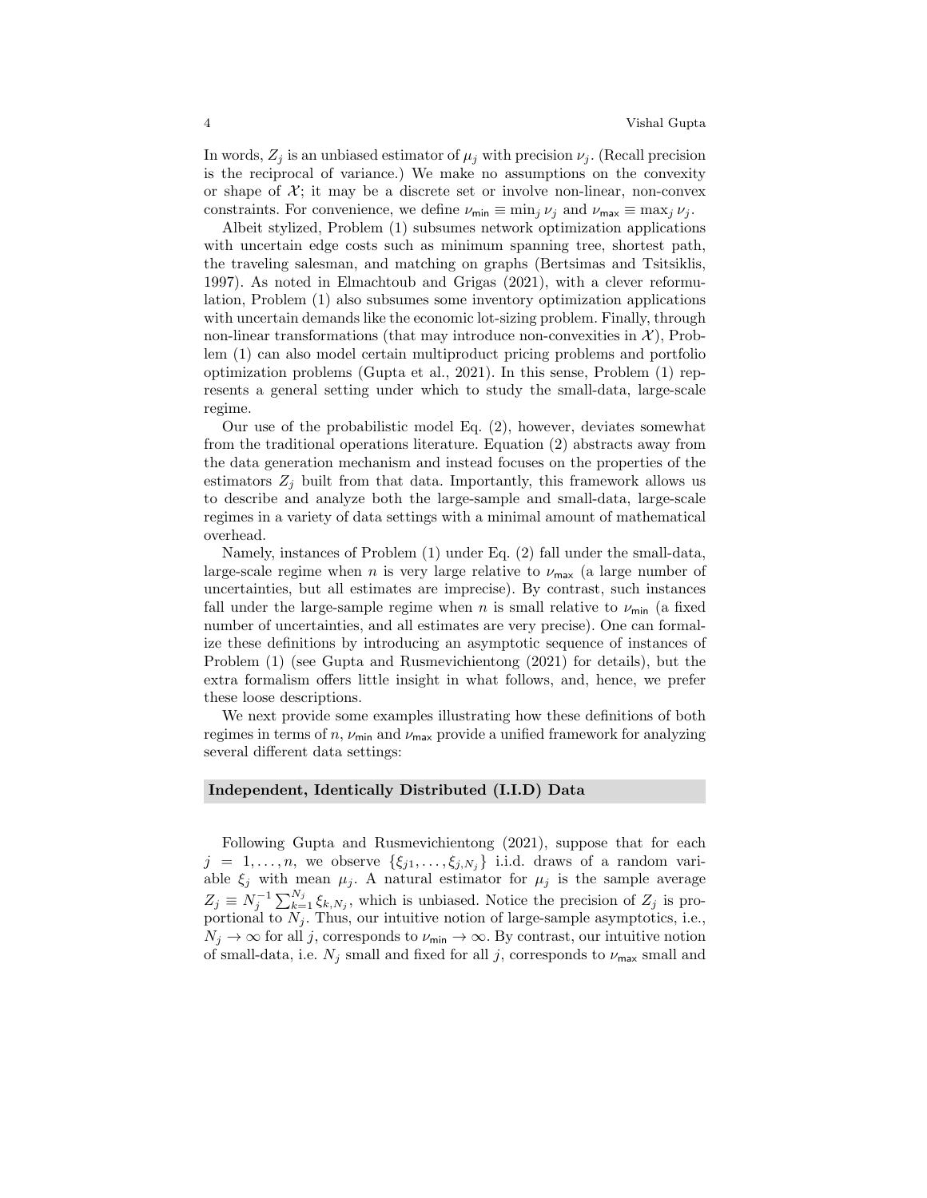In words, $Z_j$ is an unbiased estimator of $\mu_j$ with precision $\nu_j$. (Recall precision is the reciprocal of variance.) We make no assumptions on the convexity or shape of $\mathcal{X}$; it may be a discrete set or involve non-linear, non-convex constraints. For convenience, we define $\nu_{\min} \equiv \min_j \nu_j$ and $\nu_{\max} \equiv \max_j \nu_j$.

Albeit stylized, Problem (1) subsumes network optimization applications with uncertain edge costs such as minimum spanning tree, shortest path, the traveling salesman, and matching on graphs (Bertsimas and Tsitsiklis, 1997). As noted in Elmachtoub and Grigas (2021), with a clever reformulation, Problem (1) also subsumes some inventory optimization applications with uncertain demands like the economic lot-sizing problem. Finally, through non-linear transformations (that may introduce non-convexities in $\mathcal{X}$), Problem (1) can also model certain multiproduct pricing problems and portfolio optimization problems (Gupta et al., 2021). In this sense, Problem (1) represents a general setting under which to study the small-data, large-scale regime.

Our use of the probabilistic model Eq. (2), however, deviates somewhat from the traditional operations literature. Equation (2) abstracts away from the data generation mechanism and instead focuses on the properties of the estimators $Z_j$ built from that data. Importantly, this framework allows us to describe and analyze both the large-sample and small-data, large-scale regimes in a variety of data settings with a minimal amount of mathematical overhead.

Namely, instances of Problem (1) under Eq. (2) fall under the small-data, large-scale regime when $n$ is very large relative to $\nu_{\max}$ (a large number of uncertainties, but all estimates are imprecise). By contrast, such instances fall under the large-sample regime when $n$ is small relative to $\nu_{\min}$ (a fixed number of uncertainties, and all estimates are very precise). One can formalize these definitions by introducing an asymptotic sequence of instances of Problem (1) (see Gupta and Rusmevichientong (2021) for details), but the extra formalism offers little insight in what follows, and, hence, we prefer these loose descriptions.

We next provide some examples illustrating how these definitions of both regimes in terms of $n$, $\nu_{\min}$ and $\nu_{\max}$ provide a unified framework for analyzing several different data settings:

**Independent, Identically Distributed (I.I.D) Data**

Following Gupta and Rusmevichientong (2021), suppose that for each $j = 1, \ldots, n$, we observe $\{\xi_{j1}, \ldots, \xi_{j,N_j}\}$ i.i.d. draws of a random variable $\xi_j$ with mean $\mu_j$. A natural estimator for $\mu_j$ is the sample average $Z_j \equiv N_j^{-1} \sum_{k=1}^{N_j} \xi_{k,N_j}$, which is unbiased. Notice the precision of $Z_j$ is proportional to $N_j$. Thus, our intuitive notion of large-sample asymptotics, i.e., $N_j \to \infty$ for all $j$, corresponds to $\nu_{\min} \to \infty$. By contrast, our intuitive notion of small-data, i.e. $N_j$ small and fixed for all $j$, corresponds to $\nu_{\max}$ small and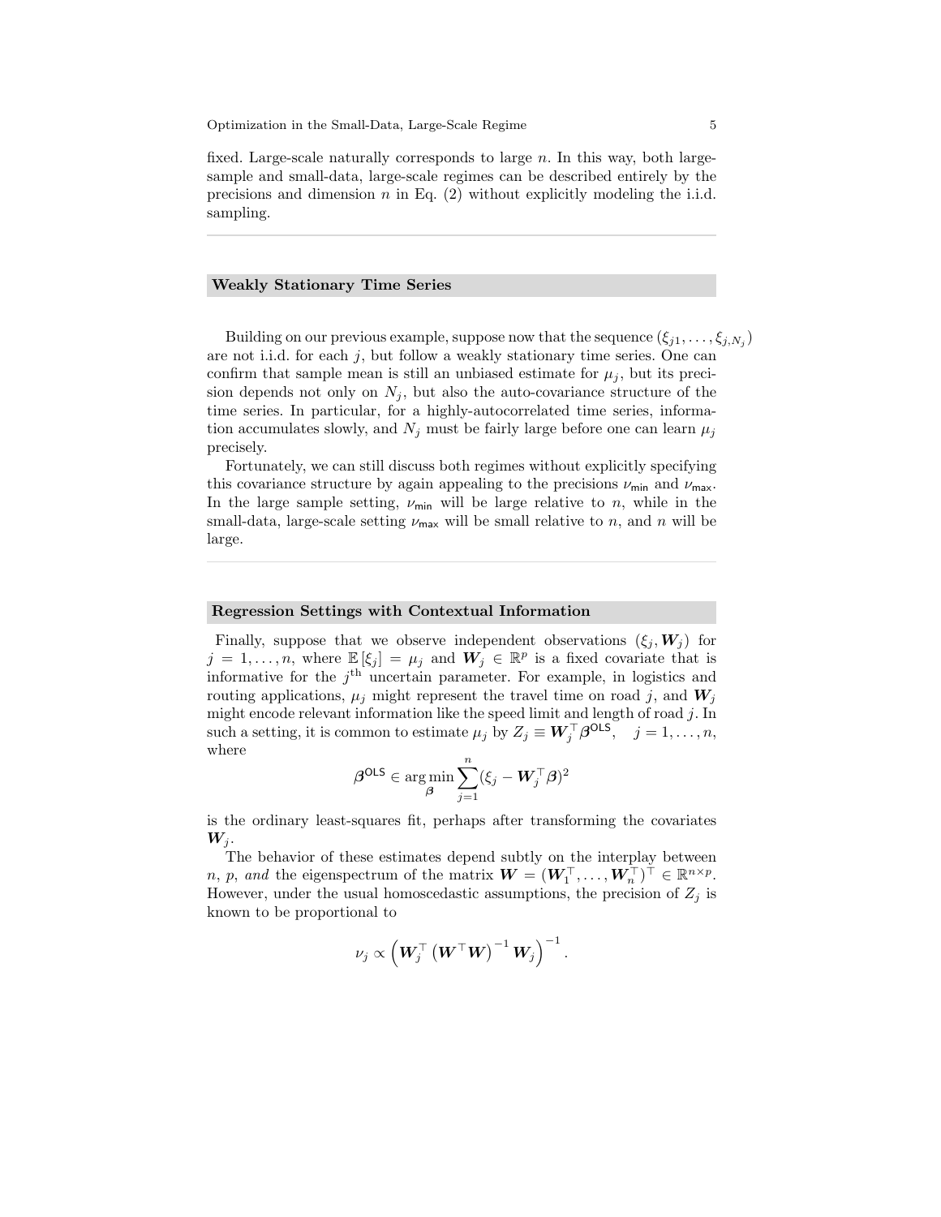fixed. Large-scale naturally corresponds to large $n$. In this way, both large-sample and small-data, large-scale regimes can be described entirely by the precisions and dimension $n$ in Eq. (2) without explicitly modeling the i.i.d. sampling.

---

### Weakly Stationary Time Series

Building on our previous example, suppose now that the sequence $(\xi_{j1}, \ldots, \xi_{j,N_j})$ are not i.i.d. for each $j$, but follow a weakly stationary time series. One can confirm that sample mean is still an unbiased estimate for $\mu_j$, but its precision depends not only on $N_j$, but also the auto-covariance structure of the time series. In particular, for a highly-autocorrelated time series, information accumulates slowly, and $N_j$ must be fairly large before one can learn $\mu_j$ precisely.

Fortunately, we can still discuss both regimes without explicitly specifying this covariance structure by again appealing to the precisions $\nu_{\mathsf{min}}$ and $\nu_{\mathsf{max}}$. In the large sample setting, $\nu_{\mathsf{min}}$ will be large relative to $n$, while in the small-data, large-scale setting $\nu_{\mathsf{max}}$ will be small relative to $n$, and $n$ will be large.

---

### Regression Settings with Contextual Information

Finally, suppose that we observe independent observations $(\xi_j, \boldsymbol{W}_j)$ for $j = 1, \ldots, n$, where $\mathbb{E}[\xi_j] = \mu_j$ and $\boldsymbol{W}_j \in \mathbb{R}^p$ is a fixed covariate that is informative for the $j^{\text{th}}$ uncertain parameter. For example, in logistics and routing applications, $\mu_j$ might represent the travel time on road $j$, and $\boldsymbol{W}_j$ might encode relevant information like the speed limit and length of road $j$. In such a setting, it is common to estimate $\mu_j$ by $Z_j \equiv \boldsymbol{W}_j^\top \boldsymbol{\beta}^{\mathsf{OLS}}, \quad j = 1, \ldots, n$, where

$$
\boldsymbol{\beta}^{\mathsf{OLS}} \in \arg\min_{\boldsymbol{\beta}} \sum_{j=1}^{n} (\xi_j - \boldsymbol{W}_j^\top \boldsymbol{\beta})^2
$$

is the ordinary least-squares fit, perhaps after transforming the covariates $\boldsymbol{W}_j$.

The behavior of these estimates depend subtly on the interplay between $n$, $p$, *and* the eigenspectrum of the matrix $\boldsymbol{W} = (\boldsymbol{W}_1^\top, \ldots, \boldsymbol{W}_n^\top)^\top \in \mathbb{R}^{n \times p}$. However, under the usual homoscedastic assumptions, the precision of $Z_j$ is known to be proportional to

$$
\nu_j \propto \left( \boldsymbol{W}_j^\top \left( \boldsymbol{W}^\top \boldsymbol{W} \right)^{-1} \boldsymbol{W}_j \right)^{-1}.
$$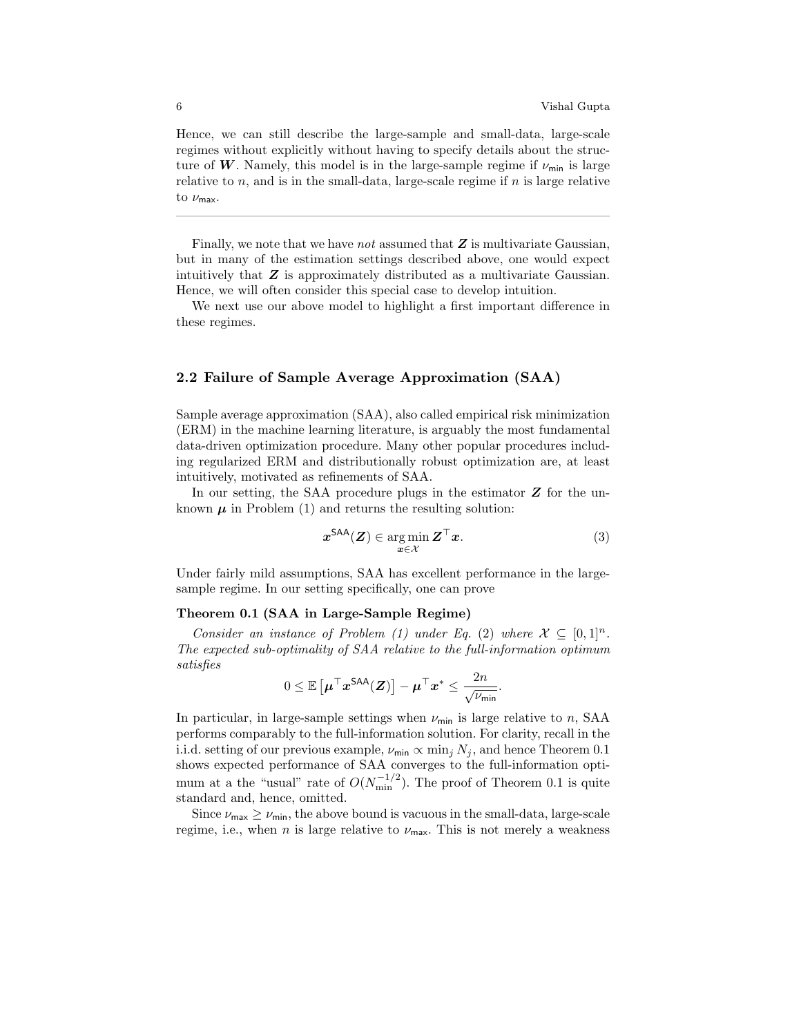Hence, we can still describe the large-sample and small-data, large-scale regimes without explicitly without having to specify details about the structure of $\boldsymbol{W}$. Namely, this model is in the large-sample regime if $\nu_{\mathsf{min}}$ is large relative to $n$, and is in the small-data, large-scale regime if $n$ is large relative to $\nu_{\mathsf{max}}$.

---

Finally, we note that we have *not* assumed that $\boldsymbol{Z}$ is multivariate Gaussian, but in many of the estimation settings described above, one would expect intuitively that $\boldsymbol{Z}$ is approximately distributed as a multivariate Gaussian. Hence, we will often consider this special case to develop intuition.

We next use our above model to highlight a first important difference in these regimes.

## 2.2 Failure of Sample Average Approximation (SAA)

Sample average approximation (SAA), also called empirical risk minimization (ERM) in the machine learning literature, is arguably the most fundamental data-driven optimization procedure. Many other popular procedures including regularized ERM and distributionally robust optimization are, at least intuitively, motivated as refinements of SAA.

In our setting, the SAA procedure plugs in the estimator $\boldsymbol{Z}$ for the unknown $\boldsymbol{\mu}$ in Problem (1) and returns the resulting solution:

$$\boldsymbol{x}^{\mathsf{SAA}}(\boldsymbol{Z}) \in \operatorname*{arg\,min}_{\boldsymbol{x} \in \mathcal{X}} \boldsymbol{Z}^\top \boldsymbol{x}. \tag{3}$$

Under fairly mild assumptions, SAA has excellent performance in the large-sample regime. In our setting specifically, one can prove

**Theorem 0.1 (SAA in Large-Sample Regime)**

*Consider an instance of Problem (1) under Eq. (2) where $\mathcal{X} \subseteq [0,1]^n$. The expected sub-optimality of SAA relative to the full-information optimum satisfies*

$$0 \leq \mathbb{E}\left[\boldsymbol{\mu}^\top \boldsymbol{x}^{\mathsf{SAA}}(\boldsymbol{Z})\right] - \boldsymbol{\mu}^\top \boldsymbol{x}^* \leq \frac{2n}{\sqrt{\nu_{\mathsf{min}}}}.$$

In particular, in large-sample settings when $\nu_{\mathsf{min}}$ is large relative to $n$, SAA performs comparably to the full-information solution. For clarity, recall in the i.i.d. setting of our previous example, $\nu_{\mathsf{min}} \propto \min_j N_j$, and hence Theorem 0.1 shows expected performance of SAA converges to the full-information optimum at a the "usual" rate of $O(N_{\min}^{-1/2})$. The proof of Theorem 0.1 is quite standard and, hence, omitted.

Since $\nu_{\mathsf{max}} \geq \nu_{\mathsf{min}}$, the above bound is vacuous in the small-data, large-scale regime, i.e., when $n$ is large relative to $\nu_{\mathsf{max}}$. This is not merely a weakness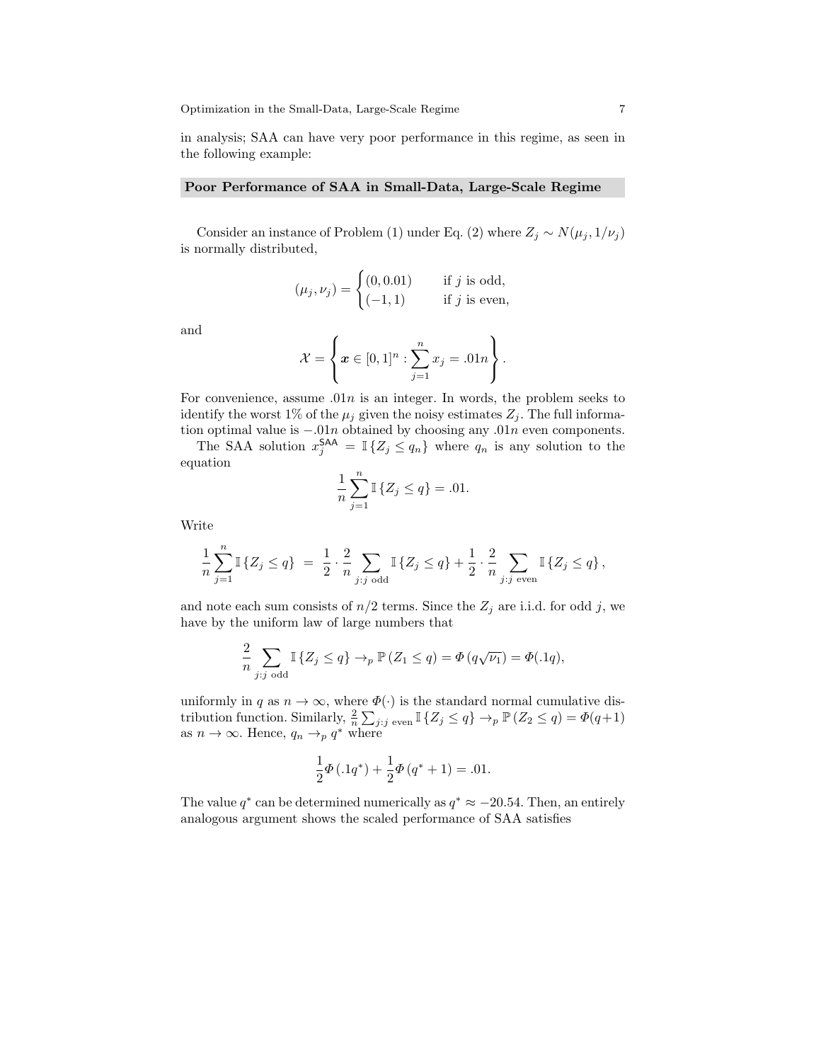in analysis; SAA can have very poor performance in this regime, as seen in the following example:

**Poor Performance of SAA in Small-Data, Large-Scale Regime**

Consider an instance of Problem (1) under Eq. (2) where $Z_j \sim N(\mu_j, 1/\nu_j)$ is normally distributed,

$$(\mu_j, \nu_j) = \begin{cases} (0, 0.01) & \text{if } j \text{ is odd,} \\ (-1, 1) & \text{if } j \text{ is even,} \end{cases}$$

and

$$\mathcal{X} = \left\{ \boldsymbol{x} \in [0,1]^n : \sum_{j=1}^n x_j = .01n \right\}.$$

For convenience, assume $.01n$ is an integer. In words, the problem seeks to identify the worst 1% of the $\mu_j$ given the noisy estimates $Z_j$. The full information optimal value is $-.01n$ obtained by choosing any $.01n$ even components.

The SAA solution $x_j^{\mathsf{SAA}} = \mathbb{I}\{Z_j \le q_n\}$ where $q_n$ is any solution to the equation

$$\frac{1}{n}\sum_{j=1}^n \mathbb{I}\{Z_j \le q\} = .01.$$

Write

$$\frac{1}{n}\sum_{j=1}^n \mathbb{I}\{Z_j \le q\} \;=\; \frac{1}{2}\cdot\frac{2}{n}\sum_{j:j \text{ odd}} \mathbb{I}\{Z_j \le q\} + \frac{1}{2}\cdot\frac{2}{n}\sum_{j:j \text{ even}} \mathbb{I}\{Z_j \le q\},$$

and note each sum consists of $n/2$ terms. Since the $Z_j$ are i.i.d. for odd $j$, we have by the uniform law of large numbers that

$$\frac{2}{n}\sum_{j:j \text{ odd}} \mathbb{I}\{Z_j \le q\} \to_p \mathbb{P}(Z_1 \le q) = \Phi(q\sqrt{\nu_1}) = \Phi(.1q),$$

uniformly in $q$ as $n \to \infty$, where $\Phi(\cdot)$ is the standard normal cumulative distribution function. Similarly, $\frac{2}{n}\sum_{j:j \text{ even}} \mathbb{I}\{Z_j \le q\} \to_p \mathbb{P}(Z_2 \le q) = \Phi(q+1)$ as $n \to \infty$. Hence, $q_n \to_p q^*$ where

$$\frac{1}{2}\Phi(.1q^*) + \frac{1}{2}\Phi(q^* + 1) = .01.$$

The value $q^*$ can be determined numerically as $q^* \approx -20.54$. Then, an entirely analogous argument shows the scaled performance of SAA satisfies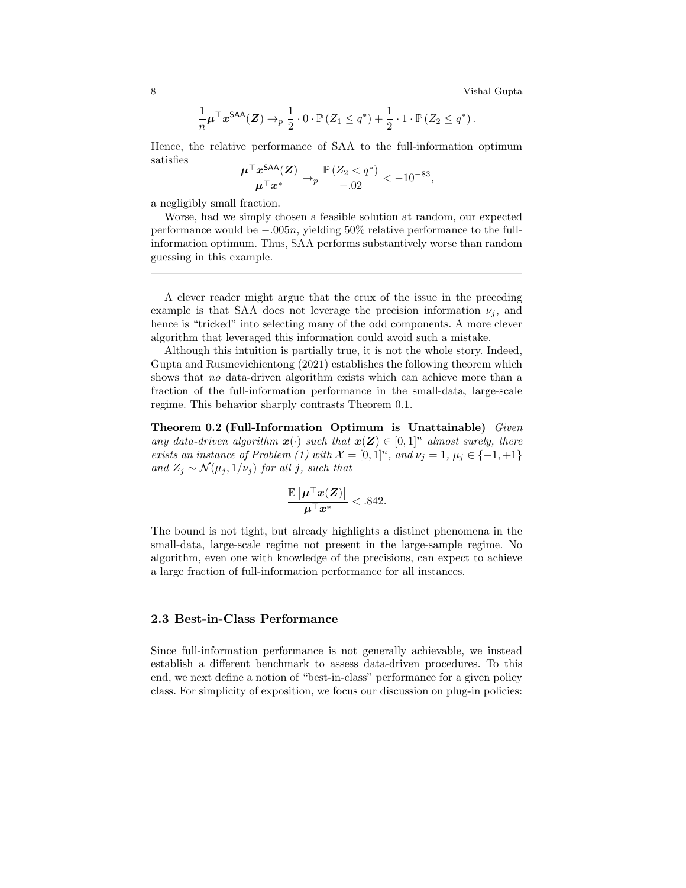$$\frac{1}{n}\boldsymbol{\mu}^\top \boldsymbol{x}^{\mathsf{SAA}}(\boldsymbol{Z}) \to_p \frac{1}{2} \cdot 0 \cdot \mathbb{P}\left(Z_1 \leq q^*\right) + \frac{1}{2} \cdot 1 \cdot \mathbb{P}\left(Z_2 \leq q^*\right).$$

Hence, the relative performance of SAA to the full-information optimum satisfies

$$\frac{\boldsymbol{\mu}^\top \boldsymbol{x}^{\mathsf{SAA}}(\boldsymbol{Z})}{\boldsymbol{\mu}^\top \boldsymbol{x}^*} \to_p \frac{\mathbb{P}\left(Z_2 < q^*\right)}{-.02} < -10^{-83},$$

a negligibly small fraction.

Worse, had we simply chosen a feasible solution at random, our expected performance would be $-.005n$, yielding 50% relative performance to the full-information optimum. Thus, SAA performs substantively worse than random guessing in this example.

---

A clever reader might argue that the crux of the issue in the preceding example is that SAA does not leverage the precision information $\nu_j$, and hence is "tricked" into selecting many of the odd components. A more clever algorithm that leveraged this information could avoid such a mistake.

Although this intuition is partially true, it is not the whole story. Indeed, Gupta and Rusmevichientong (2021) establishes the following theorem which shows that *no* data-driven algorithm exists which can achieve more than a fraction of the full-information performance in the small-data, large-scale regime. This behavior sharply contrasts Theorem 0.1.

**Theorem 0.2 (Full-Information Optimum is Unattainable)** *Given any data-driven algorithm $\boldsymbol{x}(\cdot)$ such that $\boldsymbol{x}(\boldsymbol{Z}) \in [0,1]^n$ almost surely, there exists an instance of Problem (1) with $\mathcal{X} = [0,1]^n$, and $\nu_j = 1$, $\mu_j \in \{-1, +1\}$ and $Z_j \sim \mathcal{N}(\mu_j, 1/\nu_j)$ for all $j$, such that*

$$\frac{\mathbb{E}\left[\boldsymbol{\mu}^\top \boldsymbol{x}(\boldsymbol{Z})\right]}{\boldsymbol{\mu}^\top \boldsymbol{x}^*} < .842.$$

The bound is not tight, but already highlights a distinct phenomena in the small-data, large-scale regime not present in the large-sample regime. No algorithm, even one with knowledge of the precisions, can expect to achieve a large fraction of full-information performance for all instances.

### 2.3 Best-in-Class Performance

Since full-information performance is not generally achievable, we instead establish a different benchmark to assess data-driven procedures. To this end, we next define a notion of "best-in-class" performance for a given policy class. For simplicity of exposition, we focus our discussion on plug-in policies: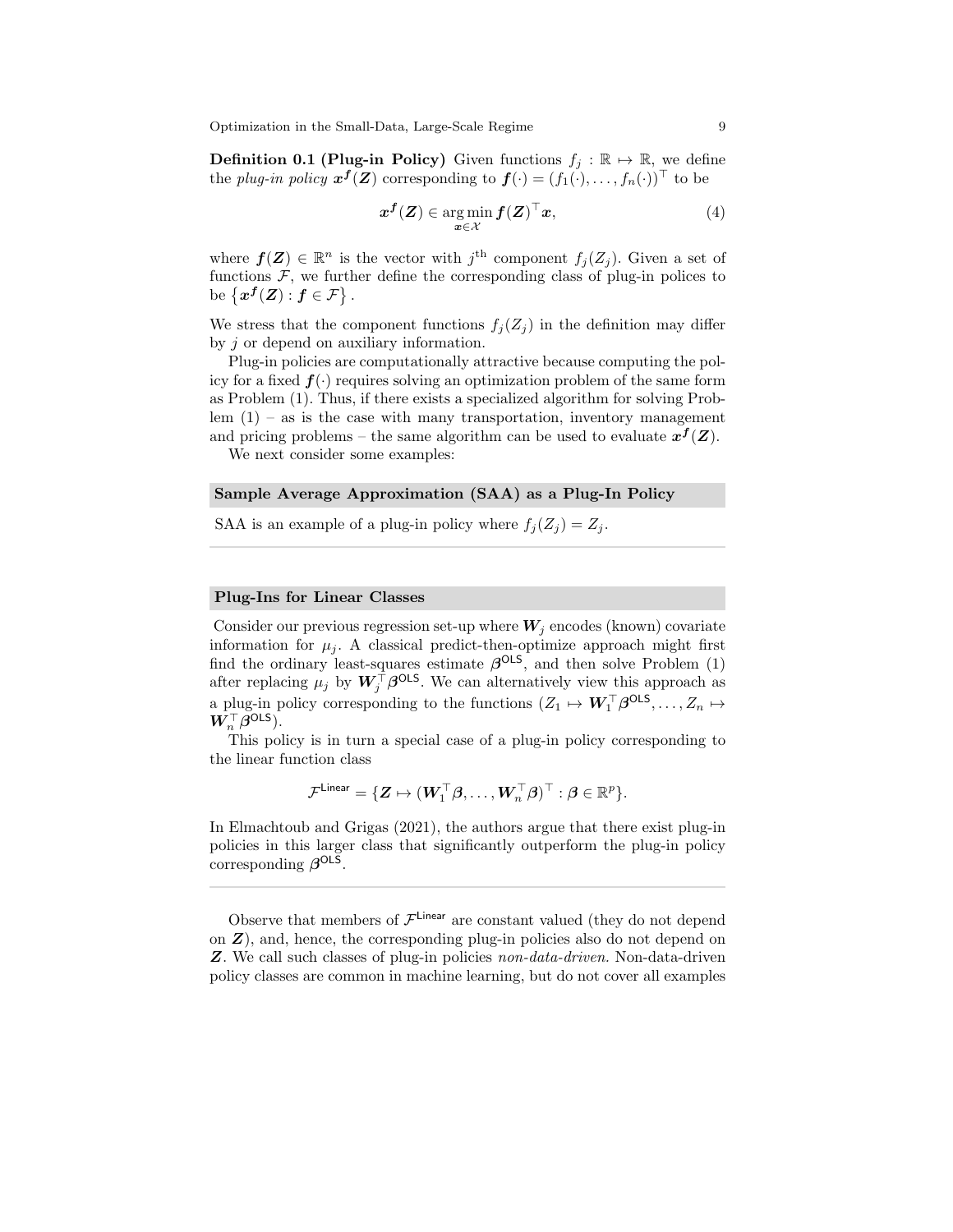**Definition 0.1 (Plug-in Policy)** Given functions $f_j : \mathbb{R} \mapsto \mathbb{R}$, we define the *plug-in policy* $\boldsymbol{x}^{\boldsymbol{f}}(\boldsymbol{Z})$ corresponding to $\boldsymbol{f}(\cdot) = (f_1(\cdot), \ldots, f_n(\cdot))^\top$ to be

$$\boldsymbol{x}^{\boldsymbol{f}}(\boldsymbol{Z}) \in \arg\min_{\boldsymbol{x} \in \mathcal{X}} \boldsymbol{f}(\boldsymbol{Z})^\top \boldsymbol{x}, \tag{4}$$

where $\boldsymbol{f}(\boldsymbol{Z}) \in \mathbb{R}^n$ is the vector with $j^{\text{th}}$ component $f_j(Z_j)$. Given a set of functions $\mathcal{F}$, we further define the corresponding class of plug-in polices to be $\left\{\boldsymbol{x}^{\boldsymbol{f}}(\boldsymbol{Z}) : \boldsymbol{f} \in \mathcal{F}\right\}$.

We stress that the component functions $f_j(Z_j)$ in the definition may differ by $j$ or depend on auxiliary information.

Plug-in policies are computationally attractive because computing the policy for a fixed $\boldsymbol{f}(\cdot)$ requires solving an optimization problem of the same form as Problem (1). Thus, if there exists a specialized algorithm for solving Problem (1) – as is the case with many transportation, inventory management and pricing problems – the same algorithm can be used to evaluate $\boldsymbol{x}^{\boldsymbol{f}}(\boldsymbol{Z})$.

We next consider some examples:

**Sample Average Approximation (SAA) as a Plug-In Policy**

SAA is an example of a plug-in policy where $f_j(Z_j) = Z_j$.

---

**Plug-Ins for Linear Classes**

Consider our previous regression set-up where $\boldsymbol{W}_j$ encodes (known) covariate information for $\mu_j$. A classical predict-then-optimize approach might first find the ordinary least-squares estimate $\boldsymbol{\beta}^{\mathsf{OLS}}$, and then solve Problem (1) after replacing $\mu_j$ by $\boldsymbol{W}_j^\top \boldsymbol{\beta}^{\mathsf{OLS}}$. We can alternatively view this approach as a plug-in policy corresponding to the functions $(Z_1 \mapsto \boldsymbol{W}_1^\top \boldsymbol{\beta}^{\mathsf{OLS}}, \ldots, Z_n \mapsto \boldsymbol{W}_n^\top \boldsymbol{\beta}^{\mathsf{OLS}})$.

This policy is in turn a special case of a plug-in policy corresponding to the linear function class

$$\mathcal{F}^{\mathsf{Linear}} = \{\boldsymbol{Z} \mapsto (\boldsymbol{W}_1^\top \boldsymbol{\beta}, \ldots, \boldsymbol{W}_n^\top \boldsymbol{\beta})^\top : \boldsymbol{\beta} \in \mathbb{R}^p\}.$$

In Elmachtoub and Grigas (2021), the authors argue that there exist plug-in policies in this larger class that significantly outperform the plug-in policy corresponding $\boldsymbol{\beta}^{\mathsf{OLS}}$.

---

Observe that members of $\mathcal{F}^{\mathsf{Linear}}$ are constant valued (they do not depend on $\boldsymbol{Z}$), and, hence, the corresponding plug-in policies also do not depend on $\boldsymbol{Z}$. We call such classes of plug-in policies *non-data-driven.* Non-data-driven policy classes are common in machine learning, but do not cover all examples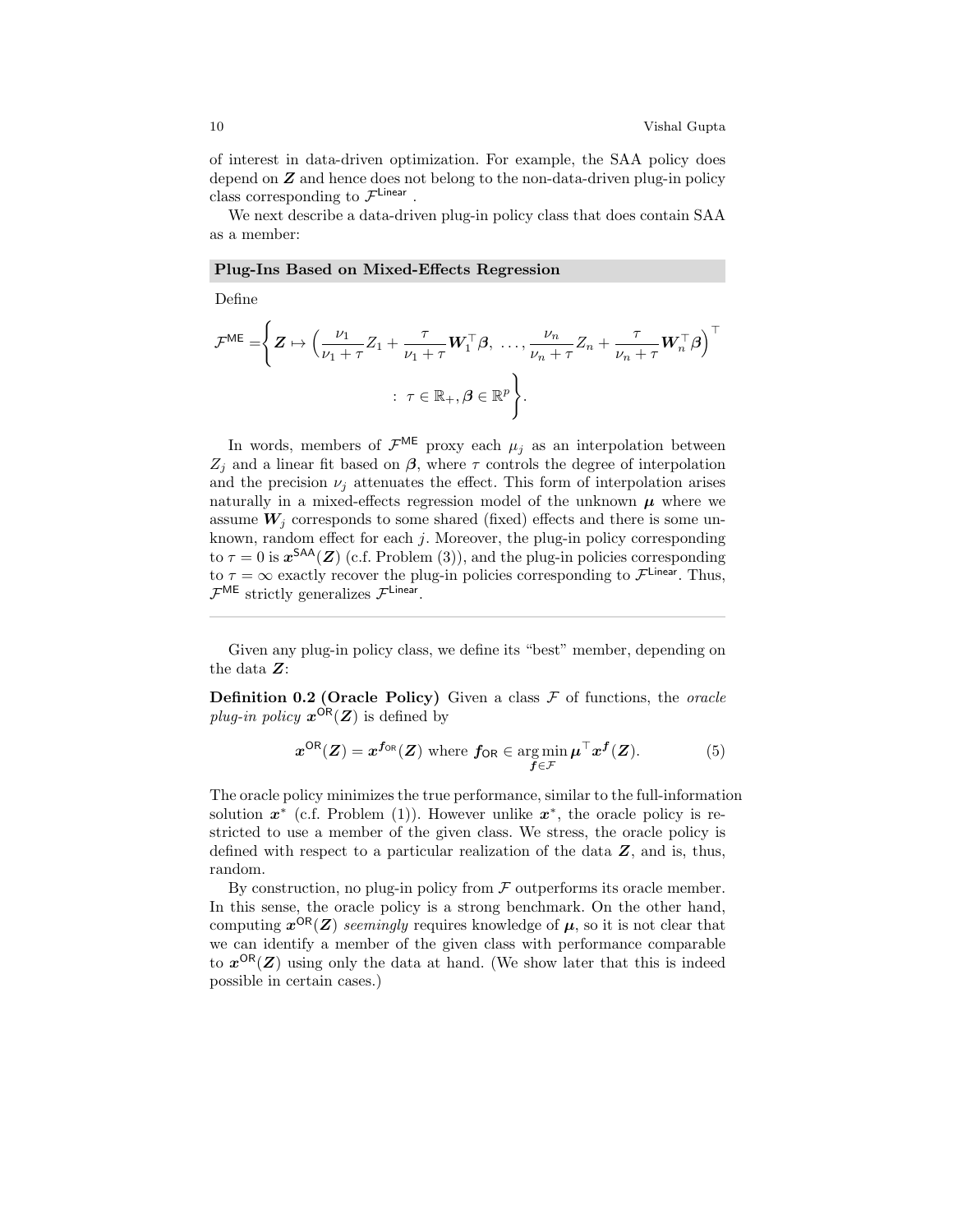of interest in data-driven optimization. For example, the SAA policy does depend on $\boldsymbol{Z}$ and hence does not belong to the non-data-driven plug-in policy class corresponding to $\mathcal{F}^{\mathsf{Linear}}$ .

We next describe a data-driven plug-in policy class that does contain SAA as a member:

### Plug-Ins Based on Mixed-Effects Regression

Define

$$\mathcal{F}^{\mathsf{ME}} = \left\{ \boldsymbol{Z} \mapsto \Big( \frac{\nu_1}{\nu_1 + \tau} Z_1 + \frac{\tau}{\nu_1 + \tau} \boldsymbol{W}_1^\top \boldsymbol{\beta},\ \ldots, \frac{\nu_n}{\nu_n + \tau} Z_n + \frac{\tau}{\nu_n + \tau} \boldsymbol{W}_n^\top \boldsymbol{\beta} \Big)^\top \ : \ \tau \in \mathbb{R}_+, \boldsymbol{\beta} \in \mathbb{R}^p \right\}.$$

In words, members of $\mathcal{F}^{\mathsf{ME}}$ proxy each $\mu_j$ as an interpolation between $Z_j$ and a linear fit based on $\boldsymbol{\beta}$, where $\tau$ controls the degree of interpolation and the precision $\nu_j$ attenuates the effect. This form of interpolation arises naturally in a mixed-effects regression model of the unknown $\boldsymbol{\mu}$ where we assume $\boldsymbol{W}_j$ corresponds to some shared (fixed) effects and there is some unknown, random effect for each $j$. Moreover, the plug-in policy corresponding to $\tau = 0$ is $\boldsymbol{x}^{\mathsf{SAA}}(\boldsymbol{Z})$ (c.f. Problem (3)), and the plug-in policies corresponding to $\tau = \infty$ exactly recover the plug-in policies corresponding to $\mathcal{F}^{\mathsf{Linear}}$. Thus, $\mathcal{F}^{\mathsf{ME}}$ strictly generalizes $\mathcal{F}^{\mathsf{Linear}}$.

---

Given any plug-in policy class, we define its "best" member, depending on the data $\boldsymbol{Z}$:

**Definition 0.2 (Oracle Policy)** Given a class $\mathcal{F}$ of functions, the *oracle plug-in policy* $\boldsymbol{x}^{\mathsf{OR}}(\boldsymbol{Z})$ is defined by

$$\boldsymbol{x}^{\mathsf{OR}}(\boldsymbol{Z}) = \boldsymbol{x}^{\boldsymbol{f}_{\mathsf{OR}}}(\boldsymbol{Z}) \text{ where } \boldsymbol{f}_{\mathsf{OR}} \in \arg\min_{\boldsymbol{f} \in \mathcal{F}} \boldsymbol{\mu}^\top \boldsymbol{x}^{\boldsymbol{f}}(\boldsymbol{Z}). \tag{5}$$

The oracle policy minimizes the true performance, similar to the full-information solution $\boldsymbol{x}^*$ (c.f. Problem (1)). However unlike $\boldsymbol{x}^*$, the oracle policy is restricted to use a member of the given class. We stress, the oracle policy is defined with respect to a particular realization of the data $\boldsymbol{Z}$, and is, thus, random.

By construction, no plug-in policy from $\mathcal{F}$ outperforms its oracle member. In this sense, the oracle policy is a strong benchmark. On the other hand, computing $\boldsymbol{x}^{\mathsf{OR}}(\boldsymbol{Z})$ *seemingly* requires knowledge of $\boldsymbol{\mu}$, so it is not clear that we can identify a member of the given class with performance comparable to $\boldsymbol{x}^{\mathsf{OR}}(\boldsymbol{Z})$ using only the data at hand. (We show later that this is indeed possible in certain cases.)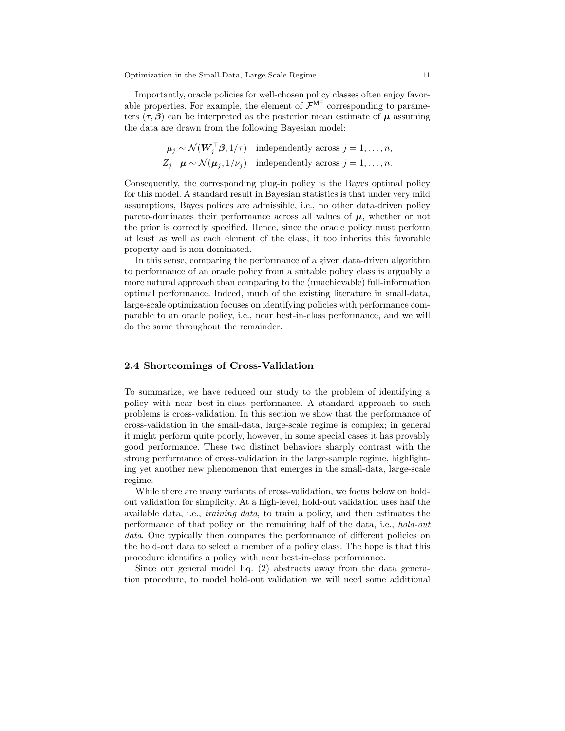Importantly, oracle policies for well-chosen policy classes often enjoy favorable properties. For example, the element of $\mathcal{F}^{\mathsf{ME}}$ corresponding to parameters $(\tau, \boldsymbol{\beta})$ can be interpreted as the posterior mean estimate of $\boldsymbol{\mu}$ assuming the data are drawn from the following Bayesian model:

$$
\begin{aligned}
\mu_j &\sim \mathcal{N}(\boldsymbol{W}_j^\top \boldsymbol{\beta}, 1/\tau) \quad \text{independently across } j = 1, \ldots, n, \\
Z_j \mid \boldsymbol{\mu} &\sim \mathcal{N}(\boldsymbol{\mu}_j, 1/\nu_j) \quad \text{independently across } j = 1, \ldots, n.
\end{aligned}
$$

Consequently, the corresponding plug-in policy is the Bayes optimal policy for this model. A standard result in Bayesian statistics is that under very mild assumptions, Bayes polices are admissible, i.e., no other data-driven policy pareto-dominates their performance across all values of $\boldsymbol{\mu}$, whether or not the prior is correctly specified. Hence, since the oracle policy must perform at least as well as each element of the class, it too inherits this favorable property and is non-dominated.

In this sense, comparing the performance of a given data-driven algorithm to performance of an oracle policy from a suitable policy class is arguably a more natural approach than comparing to the (unachievable) full-information optimal performance. Indeed, much of the existing literature in small-data, large-scale optimization focuses on identifying policies with performance comparable to an oracle policy, i.e., near best-in-class performance, and we will do the same throughout the remainder.

### 2.4 Shortcomings of Cross-Validation

To summarize, we have reduced our study to the problem of identifying a policy with near best-in-class performance. A standard approach to such problems is cross-validation. In this section we show that the performance of cross-validation in the small-data, large-scale regime is complex; in general it might perform quite poorly, however, in some special cases it has provably good performance. These two distinct behaviors sharply contrast with the strong performance of cross-validation in the large-sample regime, highlighting yet another new phenomenon that emerges in the small-data, large-scale regime.

While there are many variants of cross-validation, we focus below on hold-out validation for simplicity. At a high-level, hold-out validation uses half the available data, i.e., *training data*, to train a policy, and then estimates the performance of that policy on the remaining half of the data, i.e., *hold-out data*. One typically then compares the performance of different policies on the hold-out data to select a member of a policy class. The hope is that this procedure identifies a policy with near best-in-class performance.

Since our general model Eq. (2) abstracts away from the data generation procedure, to model hold-out validation we will need some additional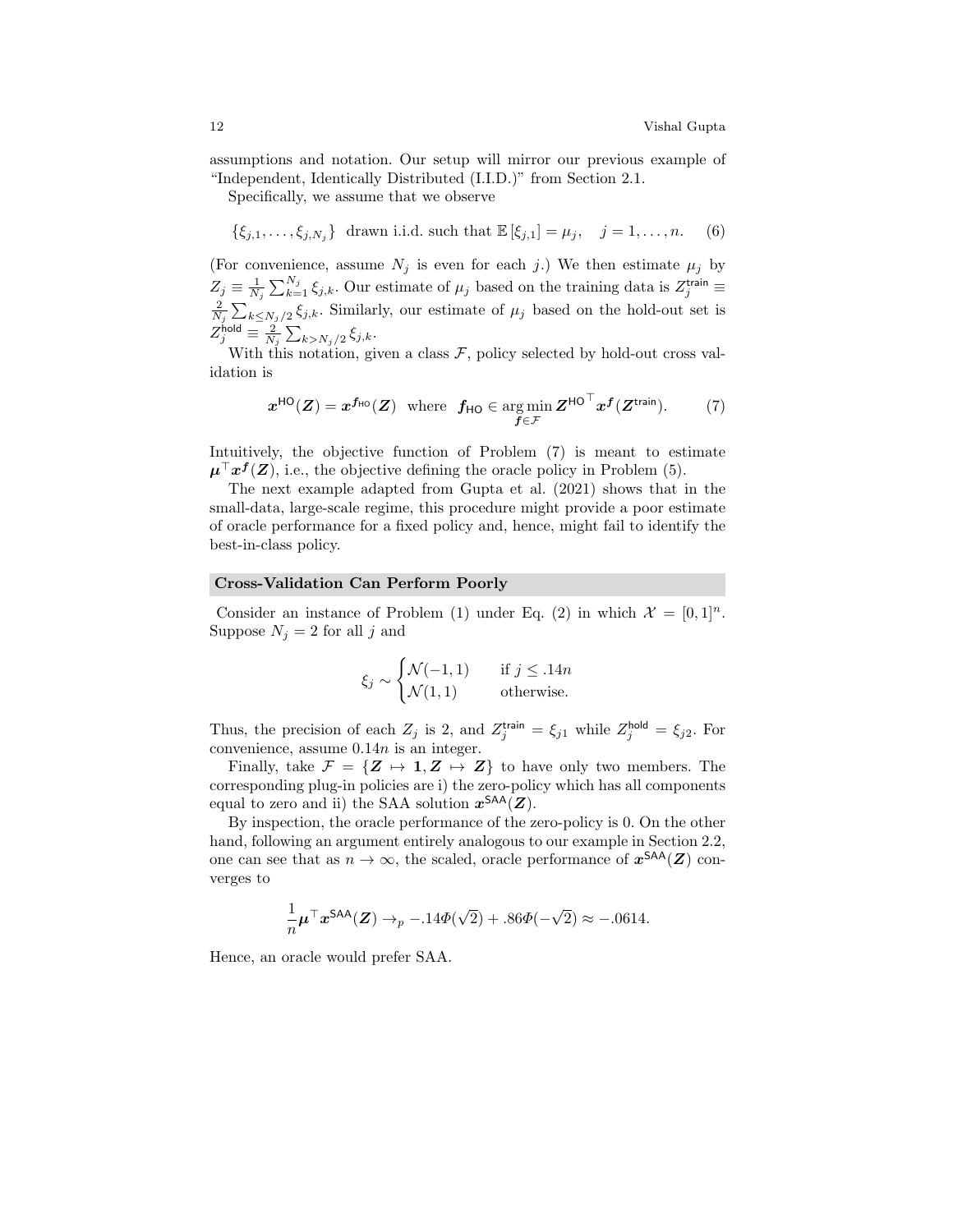assumptions and notation. Our setup will mirror our previous example of "Independent, Identically Distributed (I.I.D.)" from Section 2.1.

Specifically, we assume that we observe

$$\{\xi_{j,1}, \ldots, \xi_{j,N_j}\} \text{ drawn i.i.d. such that } \mathbb{E}[\xi_{j,1}] = \mu_j, \quad j = 1, \ldots, n. \tag{6}$$

(For convenience, assume $N_j$ is even for each $j$.) We then estimate $\mu_j$ by $Z_j \equiv \frac{1}{N_j}\sum_{k=1}^{N_j} \xi_{j,k}$. Our estimate of $\mu_j$ based on the training data is $Z_j^{\mathsf{train}} \equiv \frac{2}{N_j}\sum_{k \le N_j/2} \xi_{j,k}$. Similarly, our estimate of $\mu_j$ based on the hold-out set is $Z_j^{\mathsf{hold}} \equiv \frac{2}{N_j}\sum_{k > N_j/2} \xi_{j,k}$.

With this notation, given a class $\mathcal{F}$, policy selected by hold-out cross validation is

$$\boldsymbol{x}^{\mathsf{HO}}(\boldsymbol{Z}) = \boldsymbol{x}^{\boldsymbol{f}_{\mathsf{HO}}}(\boldsymbol{Z}) \quad \text{where} \quad \boldsymbol{f}_{\mathsf{HO}} \in \arg\min_{\boldsymbol{f} \in \mathcal{F}} {\boldsymbol{Z}^{\mathsf{HO}}}^\top \boldsymbol{x}^{\boldsymbol{f}}(\boldsymbol{Z}^{\mathsf{train}}). \tag{7}$$

Intuitively, the objective function of Problem (7) is meant to estimate $\boldsymbol{\mu}^\top \boldsymbol{x}^{\boldsymbol{f}}(\boldsymbol{Z})$, i.e., the objective defining the oracle policy in Problem (5).

The next example adapted from Gupta et al. (2021) shows that in the small-data, large-scale regime, this procedure might provide a poor estimate of oracle performance for a fixed policy and, hence, might fail to identify the best-in-class policy.

**Cross-Validation Can Perform Poorly**

Consider an instance of Problem (1) under Eq. (2) in which $\mathcal{X} = [0,1]^n$. Suppose $N_j = 2$ for all $j$ and

$$\xi_j \sim \begin{cases} \mathcal{N}(-1, 1) & \text{if } j \le .14n \\ \mathcal{N}(1, 1) & \text{otherwise.} \end{cases}$$

Thus, the precision of each $Z_j$ is 2, and $Z_j^{\mathsf{train}} = \xi_{j1}$ while $Z_j^{\mathsf{hold}} = \xi_{j2}$. For convenience, assume $0.14n$ is an integer.

Finally, take $\mathcal{F} = \{\boldsymbol{Z} \mapsto \boldsymbol{1}, \boldsymbol{Z} \mapsto \boldsymbol{Z}\}$ to have only two members. The corresponding plug-in policies are i) the zero-policy which has all components equal to zero and ii) the SAA solution $\boldsymbol{x}^{\mathsf{SAA}}(\boldsymbol{Z})$.

By inspection, the oracle performance of the zero-policy is 0. On the other hand, following an argument entirely analogous to our example in Section 2.2, one can see that as $n \to \infty$, the scaled, oracle performance of $\boldsymbol{x}^{\mathsf{SAA}}(\boldsymbol{Z})$ converges to

$$\frac{1}{n}\boldsymbol{\mu}^\top \boldsymbol{x}^{\mathsf{SAA}}(\boldsymbol{Z}) \to_p -.14\Phi(\sqrt{2}) + .86\Phi(-\sqrt{2}) \approx -.0614.$$

Hence, an oracle would prefer SAA.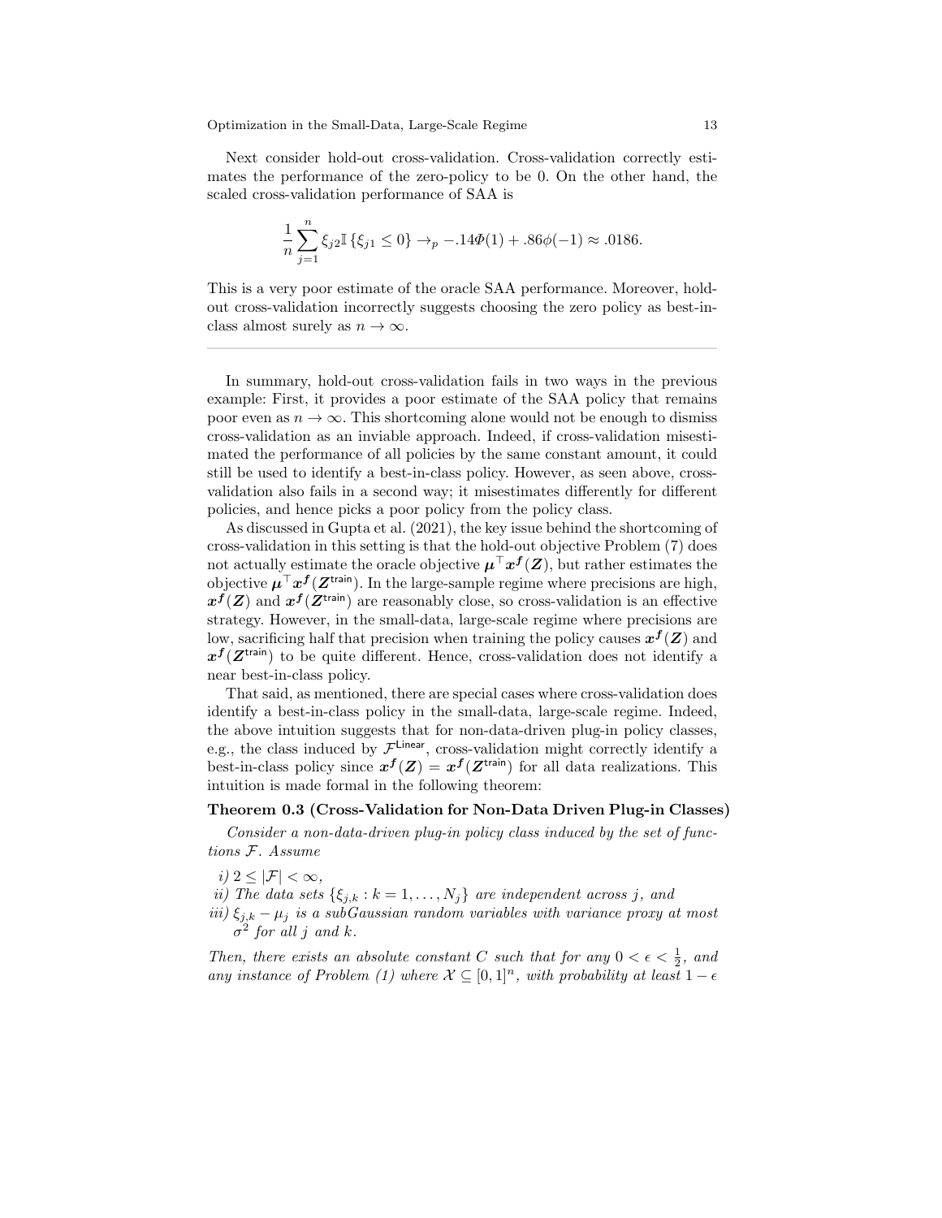Next consider hold-out cross-validation. Cross-validation correctly estimates the performance of the zero-policy to be 0. On the other hand, the scaled cross-validation performance of SAA is

$$\frac{1}{n}\sum_{j=1}^{n} \xi_{j2}\mathbb{I}\left\{\xi_{j1} \leq 0\right\} \to_p -.14\Phi(1) + .86\phi(-1) \approx .0186.$$

This is a very poor estimate of the oracle SAA performance. Moreover, hold-out cross-validation incorrectly suggests choosing the zero policy as best-in-class almost surely as $n \to \infty$.

---

In summary, hold-out cross-validation fails in two ways in the previous example: First, it provides a poor estimate of the SAA policy that remains poor even as $n \to \infty$. This shortcoming alone would not be enough to dismiss cross-validation as an inviable approach. Indeed, if cross-validation misestimated the performance of all policies by the same constant amount, it could still be used to identify a best-in-class policy. However, as seen above, cross-validation also fails in a second way; it misestimates differently for different policies, and hence picks a poor policy from the policy class.

As discussed in Gupta et al. (2021), the key issue behind the shortcoming of cross-validation in this setting is that the hold-out objective Problem (7) does not actually estimate the oracle objective $\boldsymbol{\mu}^\top \boldsymbol{x}^{\boldsymbol{f}}(\boldsymbol{Z})$, but rather estimates the objective $\boldsymbol{\mu}^\top \boldsymbol{x}^{\boldsymbol{f}}(\boldsymbol{Z}^{\mathsf{train}})$. In the large-sample regime where precisions are high, $\boldsymbol{x}^{\boldsymbol{f}}(\boldsymbol{Z})$ and $\boldsymbol{x}^{\boldsymbol{f}}(\boldsymbol{Z}^{\mathsf{train}})$ are reasonably close, so cross-validation is an effective strategy. However, in the small-data, large-scale regime where precisions are low, sacrificing half that precision when training the policy causes $\boldsymbol{x}^{\boldsymbol{f}}(\boldsymbol{Z})$ and $\boldsymbol{x}^{\boldsymbol{f}}(\boldsymbol{Z}^{\mathsf{train}})$ to be quite different. Hence, cross-validation does not identify a near best-in-class policy.

That said, as mentioned, there are special cases where cross-validation does identify a best-in-class policy in the small-data, large-scale regime. Indeed, the above intuition suggests that for non-data-driven plug-in policy classes, e.g., the class induced by $\mathcal{F}^{\mathsf{Linear}}$, cross-validation might correctly identify a best-in-class policy since $\boldsymbol{x}^{\boldsymbol{f}}(\boldsymbol{Z}) = \boldsymbol{x}^{\boldsymbol{f}}(\boldsymbol{Z}^{\mathsf{train}})$ for all data realizations. This intuition is made formal in the following theorem:

**Theorem 0.3 (Cross-Validation for Non-Data Driven Plug-in Classes)**

*Consider a non-data-driven plug-in policy class induced by the set of functions $\mathcal{F}$. Assume*

*i)* $2 \leq |\mathcal{F}| < \infty$,
*ii) The data sets* $\{\xi_{j,k} : k = 1, \ldots, N_j\}$ *are independent across* $j$, *and*
*iii)* $\xi_{j,k} - \mu_j$ *is a subGaussian random variables with variance proxy at most* $\sigma^2$ *for all* $j$ *and* $k$.

*Then, there exists an absolute constant $C$ such that for any $0 < \epsilon < \frac{1}{2}$, and any instance of Problem (1) where $\mathcal{X} \subseteq [0,1]^n$, with probability at least $1 - \epsilon$*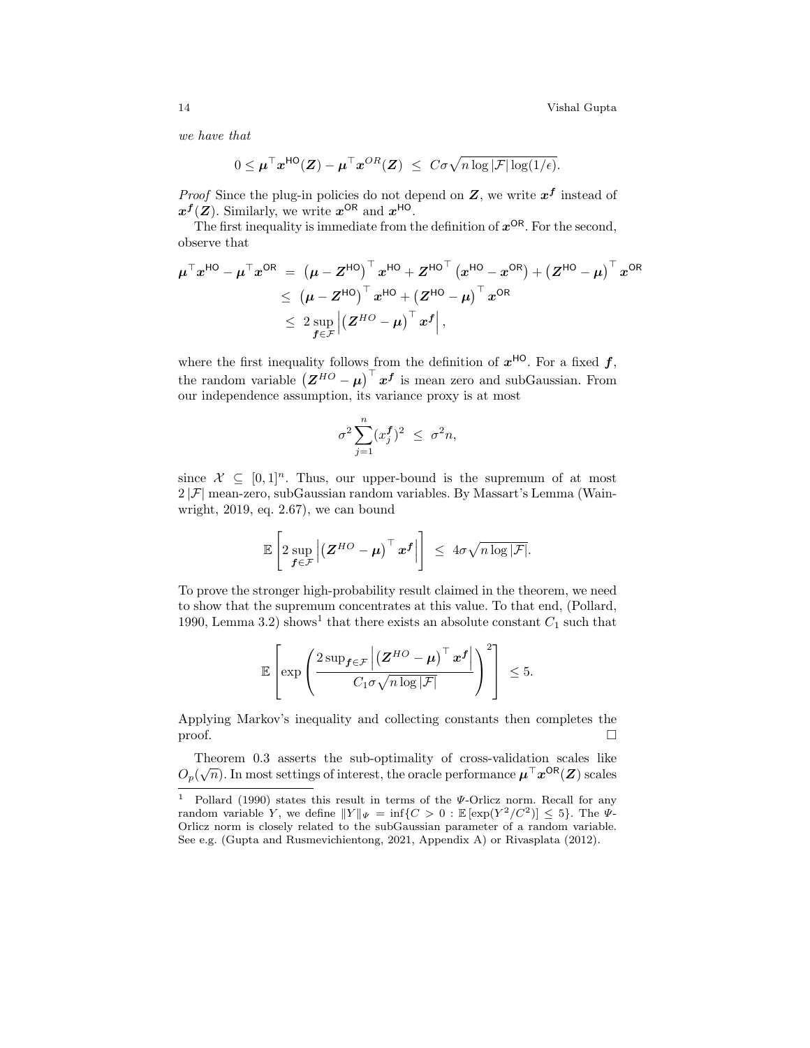*we have that*

$$0 \le \boldsymbol{\mu}^\top \boldsymbol{x}^{\mathsf{HO}}(\boldsymbol{Z}) - \boldsymbol{\mu}^\top \boldsymbol{x}^{OR}(\boldsymbol{Z}) \;\le\; C\sigma\sqrt{n \log |\mathcal{F}| \log(1/\epsilon)}.$$

*Proof* Since the plug-in policies do not depend on $\boldsymbol{Z}$, we write $\boldsymbol{x}^{\boldsymbol{f}}$ instead of $\boldsymbol{x}^{\boldsymbol{f}}(\boldsymbol{Z})$. Similarly, we write $\boldsymbol{x}^{\mathsf{OR}}$ and $\boldsymbol{x}^{\mathsf{HO}}$.

The first inequality is immediate from the definition of $\boldsymbol{x}^{\mathsf{OR}}$. For the second, observe that

$$\begin{aligned}
\boldsymbol{\mu}^\top \boldsymbol{x}^{\mathsf{HO}} - \boldsymbol{\mu}^\top \boldsymbol{x}^{\mathsf{OR}} \;&=\; \left(\boldsymbol{\mu} - \boldsymbol{Z}^{\mathsf{HO}}\right)^\top \boldsymbol{x}^{\mathsf{HO}} + {\boldsymbol{Z}^{\mathsf{HO}}}^\top \left(\boldsymbol{x}^{\mathsf{HO}} - \boldsymbol{x}^{\mathsf{OR}}\right) + \left(\boldsymbol{Z}^{\mathsf{HO}} - \boldsymbol{\mu}\right)^\top \boldsymbol{x}^{\mathsf{OR}} \\
&\le\; \left(\boldsymbol{\mu} - \boldsymbol{Z}^{\mathsf{HO}}\right)^\top \boldsymbol{x}^{\mathsf{HO}} + \left(\boldsymbol{Z}^{\mathsf{HO}} - \boldsymbol{\mu}\right)^\top \boldsymbol{x}^{\mathsf{OR}} \\
&\le\; 2 \sup_{\boldsymbol{f} \in \mathcal{F}} \left| \left(\boldsymbol{Z}^{HO} - \boldsymbol{\mu}\right)^\top \boldsymbol{x}^{\boldsymbol{f}} \right|,
\end{aligned}$$

where the first inequality follows from the definition of $\boldsymbol{x}^{\mathsf{HO}}$. For a fixed $\boldsymbol{f}$, the random variable $\left(\boldsymbol{Z}^{HO} - \boldsymbol{\mu}\right)^\top \boldsymbol{x}^{\boldsymbol{f}}$ is mean zero and subGaussian. From our independence assumption, its variance proxy is at most

$$\sigma^2 \sum_{j=1}^n (x_j^{\boldsymbol{f}})^2 \;\le\; \sigma^2 n,$$

since $\mathcal{X} \subseteq [0,1]^n$. Thus, our upper-bound is the supremum of at most $2|\mathcal{F}|$ mean-zero, subGaussian random variables. By Massart's Lemma (Wainwright, 2019, eq. 2.67), we can bound

$$\mathbb{E}\left[ 2 \sup_{\boldsymbol{f} \in \mathcal{F}} \left| \left(\boldsymbol{Z}^{HO} - \boldsymbol{\mu}\right)^\top \boldsymbol{x}^{\boldsymbol{f}} \right| \right] \;\le\; 4\sigma\sqrt{n \log |\mathcal{F}|}.$$

To prove the stronger high-probability result claimed in the theorem, we need to show that the supremum concentrates at this value. To that end, (Pollard, 1990, Lemma 3.2) shows[1] that there exists an absolute constant $C_1$ such that

$$\mathbb{E}\left[ \exp\left( \frac{2 \sup_{\boldsymbol{f} \in \mathcal{F}} \left| \left(\boldsymbol{Z}^{HO} - \boldsymbol{\mu}\right)^\top \boldsymbol{x}^{\boldsymbol{f}} \right|}{C_1 \sigma \sqrt{n \log |\mathcal{F}|}} \right)^2 \right] \;\le 5.$$

Applying Markov's inequality and collecting constants then completes the proof. $\square$

Theorem 0.3 asserts the sub-optimality of cross-validation scales like $O_p(\sqrt{n})$. In most settings of interest, the oracle performance $\boldsymbol{\mu}^\top \boldsymbol{x}^{\mathsf{OR}}(\boldsymbol{Z})$ scales

---

[1] Pollard (1990) states this result in terms of the $\Psi$-Orlicz norm. Recall for any random variable $Y$, we define $\|Y\|_\Psi = \inf\{C > 0 : \mathbb{E}\left[\exp(Y^2/C^2)\right] \le 5\}$. The $\Psi$-Orlicz norm is closely related to the subGaussian parameter of a random variable. See e.g. (Gupta and Rusmevichientong, 2021, Appendix A) or Rivasplata (2012).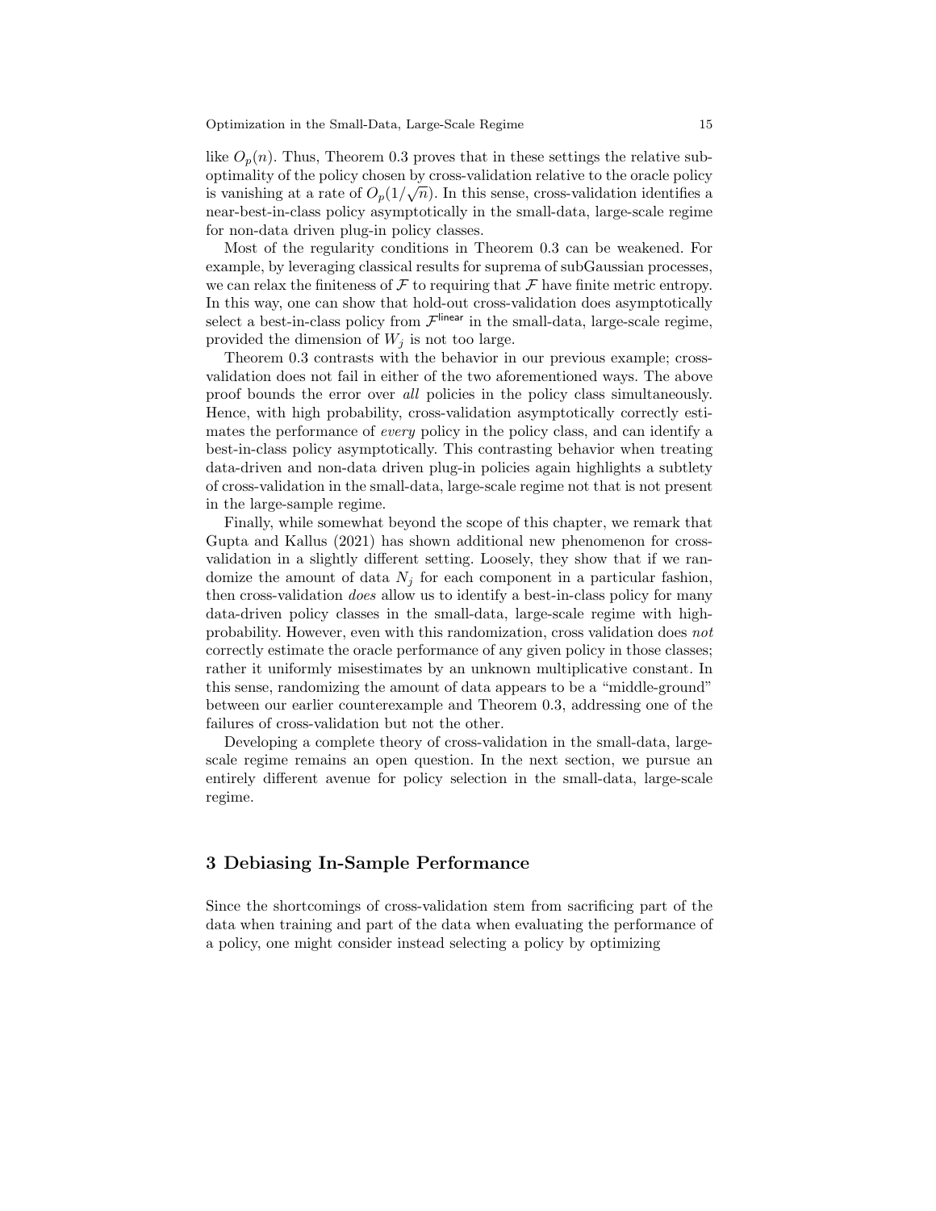like $O_p(n)$. Thus, Theorem 0.3 proves that in these settings the relative sub-optimality of the policy chosen by cross-validation relative to the oracle policy is vanishing at a rate of $O_p(1/\sqrt{n})$. In this sense, cross-validation identifies a near-best-in-class policy asymptotically in the small-data, large-scale regime for non-data driven plug-in policy classes.

Most of the regularity conditions in Theorem 0.3 can be weakened. For example, by leveraging classical results for suprema of subGaussian processes, we can relax the finiteness of $\mathcal{F}$ to requiring that $\mathcal{F}$ have finite metric entropy. In this way, one can show that hold-out cross-validation does asymptotically select a best-in-class policy from $\mathcal{F}^{\text{linear}}$ in the small-data, large-scale regime, provided the dimension of $W_j$ is not too large.

Theorem 0.3 contrasts with the behavior in our previous example; cross-validation does not fail in either of the two aforementioned ways. The above proof bounds the error over *all* policies in the policy class simultaneously. Hence, with high probability, cross-validation asymptotically correctly estimates the performance of *every* policy in the policy class, and can identify a best-in-class policy asymptotically. This contrasting behavior when treating data-driven and non-data driven plug-in policies again highlights a subtlety of cross-validation in the small-data, large-scale regime not that is not present in the large-sample regime.

Finally, while somewhat beyond the scope of this chapter, we remark that Gupta and Kallus (2021) has shown additional new phenomenon for cross-validation in a slightly different setting. Loosely, they show that if we randomize the amount of data $N_j$ for each component in a particular fashion, then cross-validation *does* allow us to identify a best-in-class policy for many data-driven policy classes in the small-data, large-scale regime with high-probability. However, even with this randomization, cross validation does *not* correctly estimate the oracle performance of any given policy in those classes; rather it uniformly misestimates by an unknown multiplicative constant. In this sense, randomizing the amount of data appears to be a "middle-ground" between our earlier counterexample and Theorem 0.3, addressing one of the failures of cross-validation but not the other.

Developing a complete theory of cross-validation in the small-data, large-scale regime remains an open question. In the next section, we pursue an entirely different avenue for policy selection in the small-data, large-scale regime.

## 3 Debiasing In-Sample Performance

Since the shortcomings of cross-validation stem from sacrificing part of the data when training and part of the data when evaluating the performance of a policy, one might consider instead selecting a policy by optimizing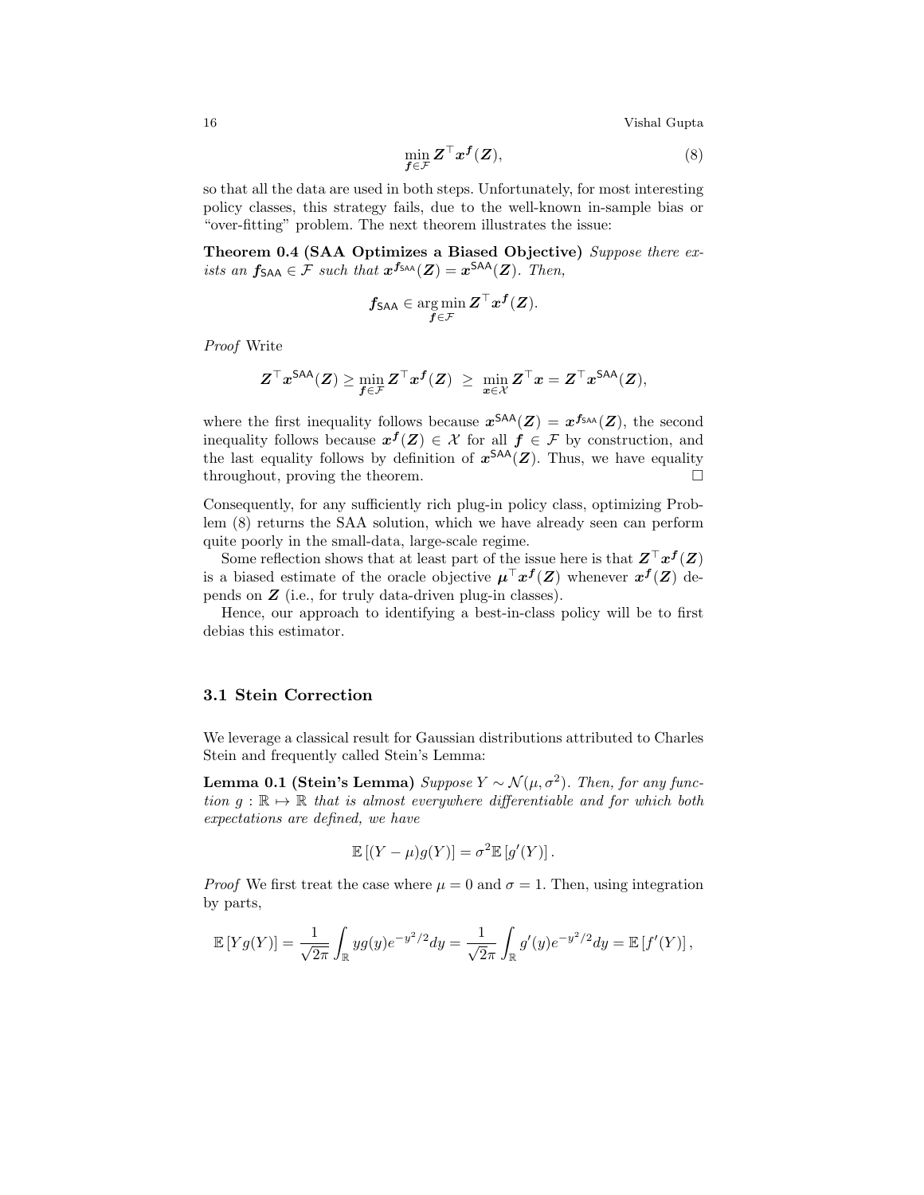$$\min_{\boldsymbol{f} \in \mathcal{F}} \boldsymbol{Z}^\top \boldsymbol{x}^{\boldsymbol{f}}(\boldsymbol{Z}), \tag{8}$$

so that all the data are used in both steps. Unfortunately, for most interesting policy classes, this strategy fails, due to the well-known in-sample bias or "over-fitting" problem. The next theorem illustrates the issue:

**Theorem 0.4 (SAA Optimizes a Biased Objective)** *Suppose there exists an $\boldsymbol{f}_{\mathsf{SAA}} \in \mathcal{F}$ such that $\boldsymbol{x}^{\boldsymbol{f}_{\mathsf{SAA}}}(\boldsymbol{Z}) = \boldsymbol{x}^{\mathsf{SAA}}(\boldsymbol{Z})$. Then,*

$$\boldsymbol{f}_{\mathsf{SAA}} \in \arg\min_{\boldsymbol{f} \in \mathcal{F}} \boldsymbol{Z}^\top \boldsymbol{x}^{\boldsymbol{f}}(\boldsymbol{Z}).$$

*Proof* Write

$$\boldsymbol{Z}^\top \boldsymbol{x}^{\mathsf{SAA}}(\boldsymbol{Z}) \geq \min_{\boldsymbol{f} \in \mathcal{F}} \boldsymbol{Z}^\top \boldsymbol{x}^{\boldsymbol{f}}(\boldsymbol{Z}) \;\geq\; \min_{\boldsymbol{x} \in \mathcal{X}} \boldsymbol{Z}^\top \boldsymbol{x} = \boldsymbol{Z}^\top \boldsymbol{x}^{\mathsf{SAA}}(\boldsymbol{Z}),$$

where the first inequality follows because $\boldsymbol{x}^{\mathsf{SAA}}(\boldsymbol{Z}) = \boldsymbol{x}^{\boldsymbol{f}_{\mathsf{SAA}}}(\boldsymbol{Z})$, the second inequality follows because $\boldsymbol{x}^{\boldsymbol{f}}(\boldsymbol{Z}) \in \mathcal{X}$ for all $\boldsymbol{f} \in \mathcal{F}$ by construction, and the last equality follows by definition of $\boldsymbol{x}^{\mathsf{SAA}}(\boldsymbol{Z})$. Thus, we have equality throughout, proving the theorem. □

Consequently, for any sufficiently rich plug-in policy class, optimizing Problem (8) returns the SAA solution, which we have already seen can perform quite poorly in the small-data, large-scale regime.

Some reflection shows that at least part of the issue here is that $\boldsymbol{Z}^\top \boldsymbol{x}^{\boldsymbol{f}}(\boldsymbol{Z})$ is a biased estimate of the oracle objective $\boldsymbol{\mu}^\top \boldsymbol{x}^{\boldsymbol{f}}(\boldsymbol{Z})$ whenever $\boldsymbol{x}^{\boldsymbol{f}}(\boldsymbol{Z})$ depends on $\boldsymbol{Z}$ (i.e., for truly data-driven plug-in classes).

Hence, our approach to identifying a best-in-class policy will be to first debias this estimator.

### 3.1 Stein Correction

We leverage a classical result for Gaussian distributions attributed to Charles Stein and frequently called Stein's Lemma:

**Lemma 0.1 (Stein's Lemma)** *Suppose $Y \sim \mathcal{N}(\mu, \sigma^2)$. Then, for any function $g : \mathbb{R} \mapsto \mathbb{R}$ that is almost everywhere differentiable and for which both expectations are defined, we have*

$$\mathbb{E}\left[(Y - \mu) g(Y)\right] = \sigma^2 \mathbb{E}\left[g'(Y)\right].$$

*Proof* We first treat the case where $\mu = 0$ and $\sigma = 1$. Then, using integration by parts,

$$\mathbb{E}\left[Y g(Y)\right] = \frac{1}{\sqrt{2\pi}} \int_{\mathbb{R}} y g(y) e^{-y^2/2} dy = \frac{1}{\sqrt{2\pi}} \int_{\mathbb{R}} g'(y) e^{-y^2/2} dy = \mathbb{E}\left[f'(Y)\right],$$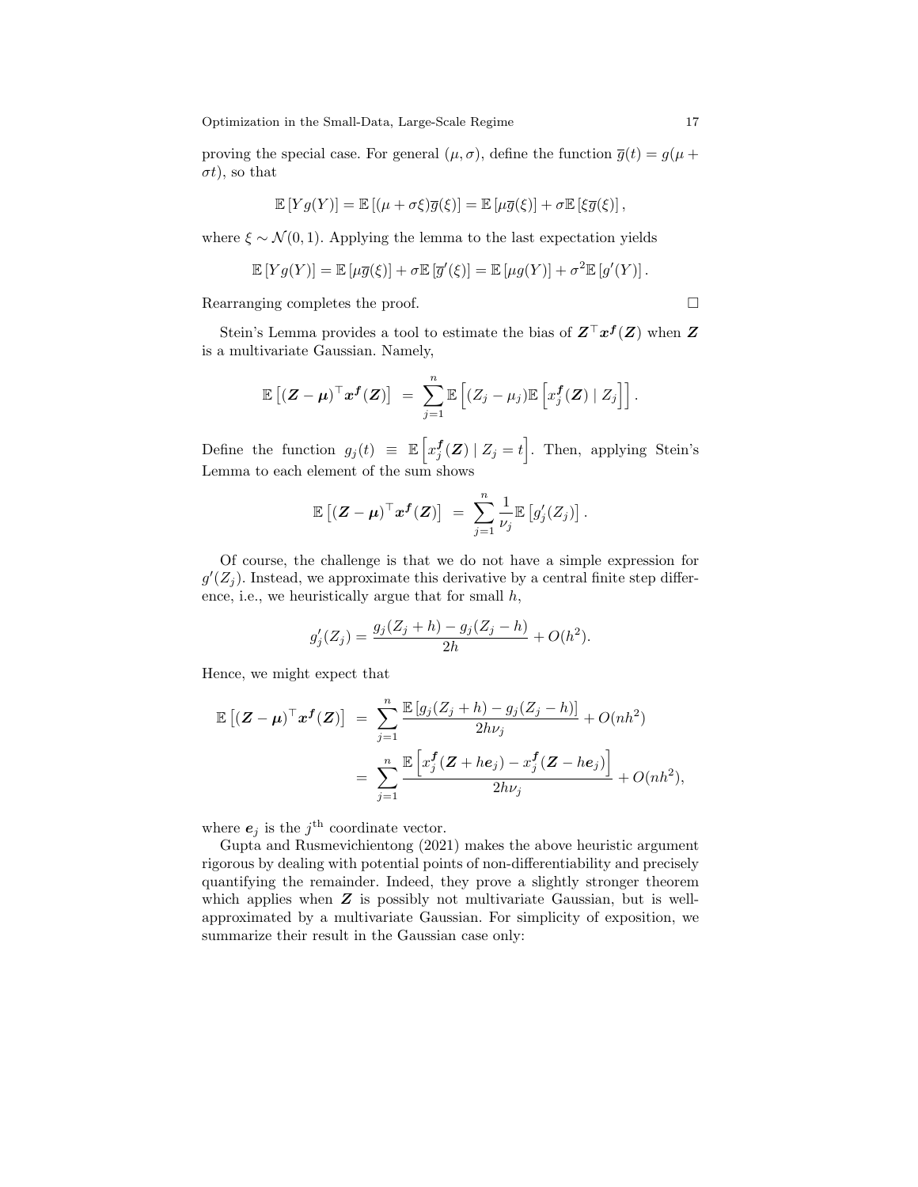proving the special case. For general $(\mu, \sigma)$, define the function $\overline{g}(t) = g(\mu + \sigma t)$, so that

$$\mathbb{E}\left[Yg(Y)\right] = \mathbb{E}\left[(\mu + \sigma\xi)\overline{g}(\xi)\right] = \mathbb{E}\left[\mu\overline{g}(\xi)\right] + \sigma\mathbb{E}\left[\xi\overline{g}(\xi)\right],$$

where $\xi \sim \mathcal{N}(0, 1)$. Applying the lemma to the last expectation yields

$$\mathbb{E}\left[Yg(Y)\right] = \mathbb{E}\left[\mu\overline{g}(\xi)\right] + \sigma\mathbb{E}\left[\overline{g}'(\xi)\right] = \mathbb{E}\left[\mu g(Y)\right] + \sigma^2\mathbb{E}\left[g'(Y)\right].$$

Rearranging completes the proof. □

Stein's Lemma provides a tool to estimate the bias of $\boldsymbol{Z}^\top \boldsymbol{x}^{\boldsymbol{f}}(\boldsymbol{Z})$ when $\boldsymbol{Z}$ is a multivariate Gaussian. Namely,

$$\mathbb{E}\left[(\boldsymbol{Z} - \boldsymbol{\mu})^\top \boldsymbol{x}^{\boldsymbol{f}}(\boldsymbol{Z})\right] \;=\; \sum_{j=1}^{n} \mathbb{E}\left[(Z_j - \mu_j)\mathbb{E}\left[x_j^{\boldsymbol{f}}(\boldsymbol{Z}) \mid Z_j\right]\right].$$

Define the function $g_j(t) \;\equiv\; \mathbb{E}\left[x_j^{\boldsymbol{f}}(\boldsymbol{Z}) \mid Z_j = t\right]$. Then, applying Stein's Lemma to each element of the sum shows

$$\mathbb{E}\left[(\boldsymbol{Z} - \boldsymbol{\mu})^\top \boldsymbol{x}^{\boldsymbol{f}}(\boldsymbol{Z})\right] \;=\; \sum_{j=1}^{n} \frac{1}{\nu_j}\mathbb{E}\left[g_j'(Z_j)\right].$$

Of course, the challenge is that we do not have a simple expression for $g'(Z_j)$. Instead, we approximate this derivative by a central finite step difference, i.e., we heuristically argue that for small $h$,

$$g_j'(Z_j) = \frac{g_j(Z_j + h) - g_j(Z_j - h)}{2h} + O(h^2).$$

Hence, we might expect that

$$\begin{aligned}
\mathbb{E}\left[(\boldsymbol{Z} - \boldsymbol{\mu})^\top \boldsymbol{x}^{\boldsymbol{f}}(\boldsymbol{Z})\right] \;&=\; \sum_{j=1}^{n} \frac{\mathbb{E}\left[g_j(Z_j + h) - g_j(Z_j - h)\right]}{2h\nu_j} + O(nh^2) \\
&=\; \sum_{j=1}^{n} \frac{\mathbb{E}\left[x_j^{\boldsymbol{f}}(\boldsymbol{Z} + h\boldsymbol{e}_j) - x_j^{\boldsymbol{f}}(\boldsymbol{Z} - h\boldsymbol{e}_j)\right]}{2h\nu_j} + O(nh^2),
\end{aligned}$$

where $\boldsymbol{e}_j$ is the $j^{\text{th}}$ coordinate vector.

Gupta and Rusmevichientong (2021) makes the above heuristic argument rigorous by dealing with potential points of non-differentiability and precisely quantifying the remainder. Indeed, they prove a slightly stronger theorem which applies when $\boldsymbol{Z}$ is possibly not multivariate Gaussian, but is well-approximated by a multivariate Gaussian. For simplicity of exposition, we summarize their result in the Gaussian case only: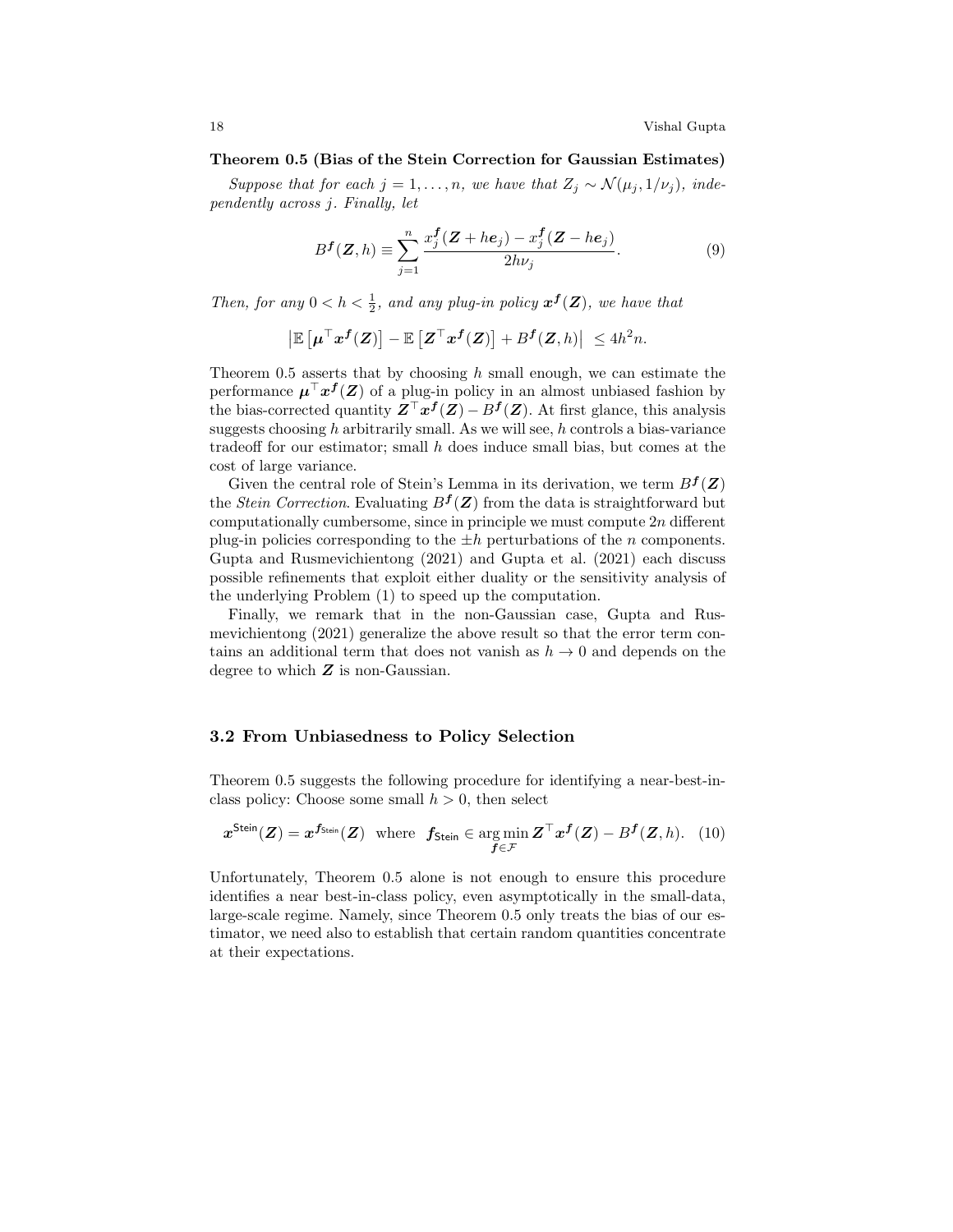**Theorem 0.5 (Bias of the Stein Correction for Gaussian Estimates)**

*Suppose that for each $j = 1, \ldots, n$, we have that $Z_j \sim \mathcal{N}(\mu_j, 1/\nu_j)$, independently across $j$. Finally, let*

$$B^{\boldsymbol{f}}(\boldsymbol{Z}, h) \equiv \sum_{j=1}^{n} \frac{x_j^{\boldsymbol{f}}(\boldsymbol{Z} + h\boldsymbol{e}_j) - x_j^{\boldsymbol{f}}(\boldsymbol{Z} - h\boldsymbol{e}_j)}{2h\nu_j}. \tag{9}$$

*Then, for any $0 < h < \frac{1}{2}$, and any plug-in policy $\boldsymbol{x}^{\boldsymbol{f}}(\boldsymbol{Z})$, we have that*

$$\left| \mathbb{E}\left[\boldsymbol{\mu}^\top \boldsymbol{x}^{\boldsymbol{f}}(\boldsymbol{Z})\right] - \mathbb{E}\left[\boldsymbol{Z}^\top \boldsymbol{x}^{\boldsymbol{f}}(\boldsymbol{Z})\right] + B^{\boldsymbol{f}}(\boldsymbol{Z}, h) \right| \leq 4h^2 n.$$

Theorem 0.5 asserts that by choosing $h$ small enough, we can estimate the performance $\boldsymbol{\mu}^\top \boldsymbol{x}^{\boldsymbol{f}}(\boldsymbol{Z})$ of a plug-in policy in an almost unbiased fashion by the bias-corrected quantity $\boldsymbol{Z}^\top \boldsymbol{x}^{\boldsymbol{f}}(\boldsymbol{Z}) - B^{\boldsymbol{f}}(\boldsymbol{Z})$. At first glance, this analysis suggests choosing $h$ arbitrarily small. As we will see, $h$ controls a bias-variance tradeoff for our estimator; small $h$ does induce small bias, but comes at the cost of large variance.

Given the central role of Stein's Lemma in its derivation, we term $B^{\boldsymbol{f}}(\boldsymbol{Z})$ the *Stein Correction*. Evaluating $B^{\boldsymbol{f}}(\boldsymbol{Z})$ from the data is straightforward but computationally cumbersome, since in principle we must compute $2n$ different plug-in policies corresponding to the $\pm h$ perturbations of the $n$ components. Gupta and Rusmevichientong (2021) and Gupta et al. (2021) each discuss possible refinements that exploit either duality or the sensitivity analysis of the underlying Problem (1) to speed up the computation.

Finally, we remark that in the non-Gaussian case, Gupta and Rusmevichientong (2021) generalize the above result so that the error term contains an additional term that does not vanish as $h \to 0$ and depends on the degree to which $\boldsymbol{Z}$ is non-Gaussian.

### 3.2 From Unbiasedness to Policy Selection

Theorem 0.5 suggests the following procedure for identifying a near-best-in-class policy: Choose some small $h > 0$, then select

$$\boldsymbol{x}^{\mathsf{Stein}}(\boldsymbol{Z}) = \boldsymbol{x}^{\boldsymbol{f}_{\mathsf{Stein}}}(\boldsymbol{Z}) \quad \text{where} \quad \boldsymbol{f}_{\mathsf{Stein}} \in \arg\min_{\boldsymbol{f} \in \mathcal{F}} \boldsymbol{Z}^\top \boldsymbol{x}^{\boldsymbol{f}}(\boldsymbol{Z}) - B^{\boldsymbol{f}}(\boldsymbol{Z}, h). \tag{10}$$

Unfortunately, Theorem 0.5 alone is not enough to ensure this procedure identifies a near best-in-class policy, even asymptotically in the small-data, large-scale regime. Namely, since Theorem 0.5 only treats the bias of our estimator, we need also to establish that certain random quantities concentrate at their expectations.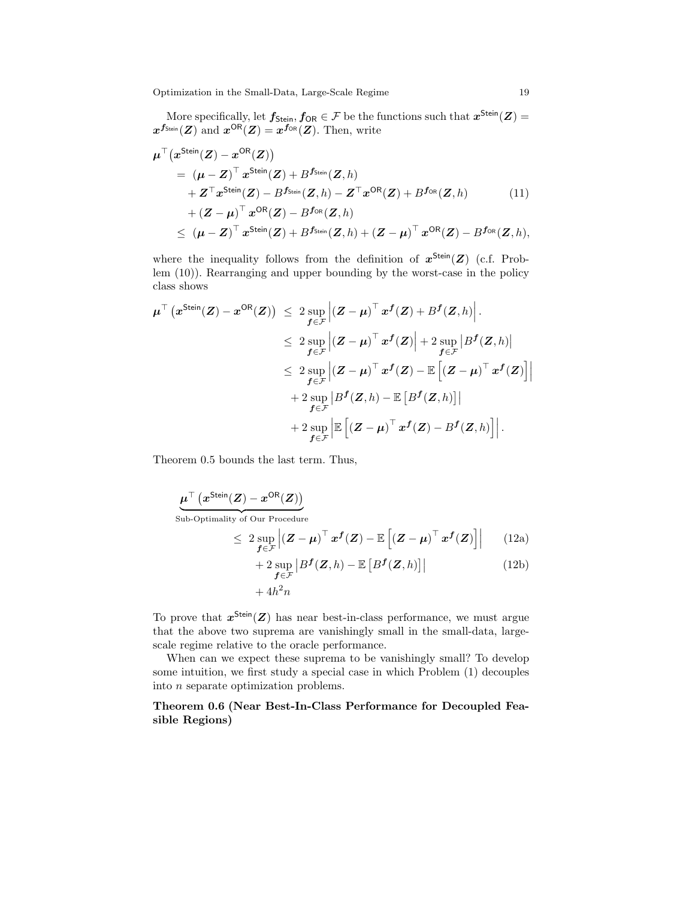More specifically, let $\boldsymbol{f}_{\mathsf{Stein}}, \boldsymbol{f}_{\mathsf{OR}} \in \mathcal{F}$ be the functions such that $\boldsymbol{x}^{\mathsf{Stein}}(\boldsymbol{Z}) = \boldsymbol{x}^{\boldsymbol{f}_{\mathsf{Stein}}}(\boldsymbol{Z})$ and $\boldsymbol{x}^{\mathsf{OR}}(\boldsymbol{Z}) = \boldsymbol{x}^{\boldsymbol{f}_{\mathsf{OR}}}(\boldsymbol{Z})$. Then, write

$$
\begin{aligned}
\boldsymbol{\mu}^\top\big(\boldsymbol{x}^{\mathsf{Stein}}(\boldsymbol{Z}) - \boldsymbol{x}^{\mathsf{OR}}(\boldsymbol{Z})\big)
&= (\boldsymbol{\mu} - \boldsymbol{Z})^\top \boldsymbol{x}^{\mathsf{Stein}}(\boldsymbol{Z}) + B^{\boldsymbol{f}_{\mathsf{Stein}}}(\boldsymbol{Z}, h) \\
&\quad + \boldsymbol{Z}^\top \boldsymbol{x}^{\mathsf{Stein}}(\boldsymbol{Z}) - B^{\boldsymbol{f}_{\mathsf{Stein}}}(\boldsymbol{Z}, h) - \boldsymbol{Z}^\top \boldsymbol{x}^{\mathsf{OR}}(\boldsymbol{Z}) + B^{\boldsymbol{f}_{\mathsf{OR}}}(\boldsymbol{Z}, h) \qquad (11)\\
&\quad + (\boldsymbol{Z} - \boldsymbol{\mu})^\top \boldsymbol{x}^{\mathsf{OR}}(\boldsymbol{Z}) - B^{\boldsymbol{f}_{\mathsf{OR}}}(\boldsymbol{Z}, h) \\
&\le (\boldsymbol{\mu} - \boldsymbol{Z})^\top \boldsymbol{x}^{\mathsf{Stein}}(\boldsymbol{Z}) + B^{\boldsymbol{f}_{\mathsf{Stein}}}(\boldsymbol{Z}, h) + (\boldsymbol{Z} - \boldsymbol{\mu})^\top \boldsymbol{x}^{\mathsf{OR}}(\boldsymbol{Z}) - B^{\boldsymbol{f}_{\mathsf{OR}}}(\boldsymbol{Z}, h),
\end{aligned}
$$

where the inequality follows from the definition of $\boldsymbol{x}^{\mathsf{Stein}}(\boldsymbol{Z})$ (c.f. Problem (10)). Rearranging and upper bounding by the worst-case in the policy class shows

$$
\begin{aligned}
\boldsymbol{\mu}^\top\left(\boldsymbol{x}^{\mathsf{Stein}}(\boldsymbol{Z}) - \boldsymbol{x}^{\mathsf{OR}}(\boldsymbol{Z})\right)
&\le 2 \sup_{\boldsymbol{f} \in \mathcal{F}} \left| (\boldsymbol{Z} - \boldsymbol{\mu})^\top \boldsymbol{x}^{\boldsymbol{f}}(\boldsymbol{Z}) + B^{\boldsymbol{f}}(\boldsymbol{Z}, h) \right|. \\
&\le 2 \sup_{\boldsymbol{f} \in \mathcal{F}} \left| (\boldsymbol{Z} - \boldsymbol{\mu})^\top \boldsymbol{x}^{\boldsymbol{f}}(\boldsymbol{Z}) \right| + 2 \sup_{\boldsymbol{f} \in \mathcal{F}} \left| B^{\boldsymbol{f}}(\boldsymbol{Z}, h) \right| \\
&\le 2 \sup_{\boldsymbol{f} \in \mathcal{F}} \left| (\boldsymbol{Z} - \boldsymbol{\mu})^\top \boldsymbol{x}^{\boldsymbol{f}}(\boldsymbol{Z}) - \mathbb{E}\left[ (\boldsymbol{Z} - \boldsymbol{\mu})^\top \boldsymbol{x}^{\boldsymbol{f}}(\boldsymbol{Z}) \right] \right| \\
&\quad + 2 \sup_{\boldsymbol{f} \in \mathcal{F}} \left| B^{\boldsymbol{f}}(\boldsymbol{Z}, h) - \mathbb{E}\left[ B^{\boldsymbol{f}}(\boldsymbol{Z}, h) \right] \right| \\
&\quad + 2 \sup_{\boldsymbol{f} \in \mathcal{F}} \left| \mathbb{E}\left[ (\boldsymbol{Z} - \boldsymbol{\mu})^\top \boldsymbol{x}^{\boldsymbol{f}}(\boldsymbol{Z}) - B^{\boldsymbol{f}}(\boldsymbol{Z}, h) \right] \right|.
\end{aligned}
$$

Theorem 0.5 bounds the last term. Thus,

$$
\begin{aligned}
\underbrace{\boldsymbol{\mu}^\top\left(\boldsymbol{x}^{\mathsf{Stein}}(\boldsymbol{Z}) - \boldsymbol{x}^{\mathsf{OR}}(\boldsymbol{Z})\right)}_{\text{Sub-Optimality of Our Procedure}}
&\le 2 \sup_{\boldsymbol{f} \in \mathcal{F}} \left| (\boldsymbol{Z} - \boldsymbol{\mu})^\top \boldsymbol{x}^{\boldsymbol{f}}(\boldsymbol{Z}) - \mathbb{E}\left[ (\boldsymbol{Z} - \boldsymbol{\mu})^\top \boldsymbol{x}^{\boldsymbol{f}}(\boldsymbol{Z}) \right] \right| \qquad (12a) \\
&\quad + 2 \sup_{\boldsymbol{f} \in \mathcal{F}} \left| B^{\boldsymbol{f}}(\boldsymbol{Z}, h) - \mathbb{E}\left[ B^{\boldsymbol{f}}(\boldsymbol{Z}, h) \right] \right| \qquad (12b) \\
&\quad + 4h^2 n
\end{aligned}
$$

To prove that $\boldsymbol{x}^{\mathsf{Stein}}(\boldsymbol{Z})$ has near best-in-class performance, we must argue that the above two suprema are vanishingly small in the small-data, large-scale regime relative to the oracle performance.

When can we expect these suprema to be vanishingly small? To develop some intuition, we first study a special case in which Problem (1) decouples into $n$ separate optimization problems.

**Theorem 0.6 (Near Best-In-Class Performance for Decoupled Feasible Regions)**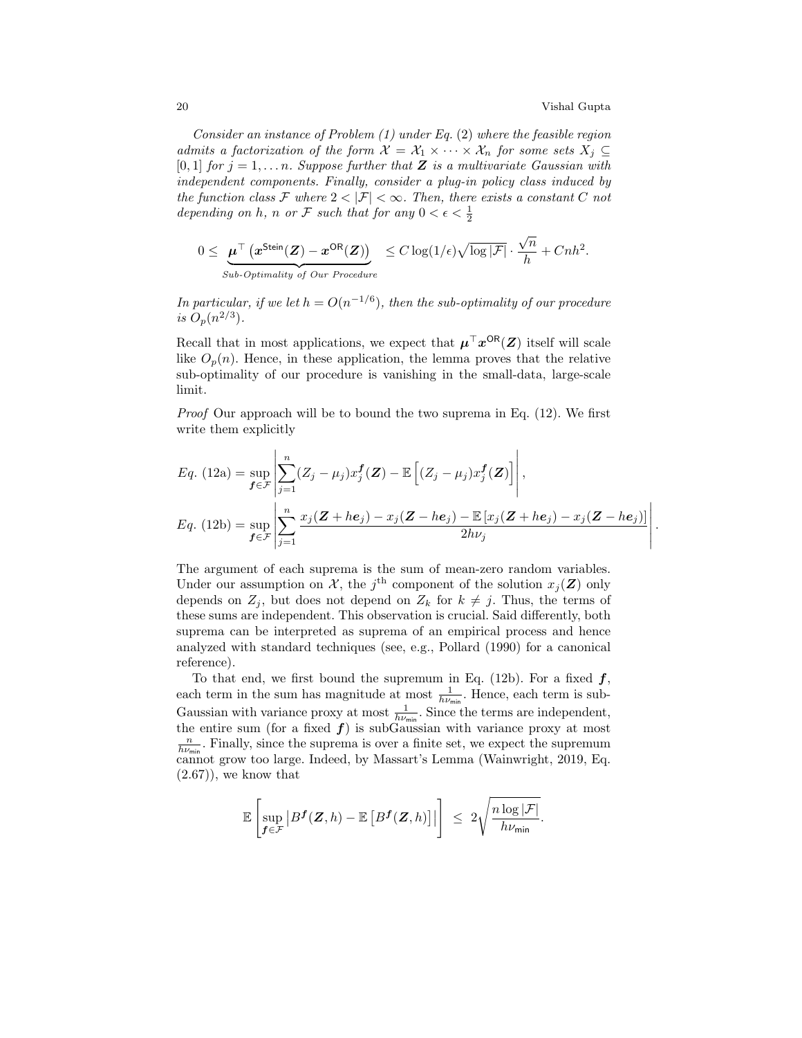*Consider an instance of Problem (1) under Eq. (2) where the feasible region admits a factorization of the form $\mathcal{X} = \mathcal{X}_1 \times \cdots \times \mathcal{X}_n$ for some sets $X_j \subseteq [0,1]$ for $j = 1, \ldots n$. Suppose further that $\boldsymbol{Z}$ is a multivariate Gaussian with independent components. Finally, consider a plug-in policy class induced by the function class $\mathcal{F}$ where $2 < |\mathcal{F}| < \infty$. Then, there exists a constant $C$ not depending on $h$, $n$ or $\mathcal{F}$ such that for any $0 < \epsilon < \frac{1}{2}$*

$$
0 \leq \underbrace{\boldsymbol{\mu}^\top \left( \boldsymbol{x}^{\mathsf{Stein}}(\boldsymbol{Z}) - \boldsymbol{x}^{\mathsf{OR}}(\boldsymbol{Z}) \right)}_{\text{Sub-Optimality of Our Procedure}} \leq C \log(1/\epsilon) \sqrt{\log |\mathcal{F}|} \cdot \frac{\sqrt{n}}{h} + Cnh^2.
$$

*In particular, if we let $h = O(n^{-1/6})$, then the sub-optimality of our procedure is $O_p(n^{2/3})$.*

Recall that in most applications, we expect that $\boldsymbol{\mu}^\top \boldsymbol{x}^{\mathsf{OR}}(\boldsymbol{Z})$ itself will scale like $O_p(n)$. Hence, in these application, the lemma proves that the relative sub-optimality of our procedure is vanishing in the small-data, large-scale limit.

*Proof* Our approach will be to bound the two suprema in Eq. (12). We first write them explicitly

$$
\begin{aligned}
&Eq.\ (12a) = \sup_{\boldsymbol{f} \in \mathcal{F}} \left| \sum_{j=1}^n (Z_j - \mu_j) x_j^{\boldsymbol{f}}(\boldsymbol{Z}) - \mathbb{E}\left[ (Z_j - \mu_j) x_j^{\boldsymbol{f}}(\boldsymbol{Z}) \right] \right|, \\
&Eq.\ (12b) = \sup_{\boldsymbol{f} \in \mathcal{F}} \left| \sum_{j=1}^n \frac{x_j(\boldsymbol{Z} + h\boldsymbol{e}_j) - x_j(\boldsymbol{Z} - h\boldsymbol{e}_j) - \mathbb{E}\left[ x_j(\boldsymbol{Z} + h\boldsymbol{e}_j) - x_j(\boldsymbol{Z} - h\boldsymbol{e}_j) \right]}{2h\nu_j} \right|.
\end{aligned}
$$

The argument of each suprema is the sum of mean-zero random variables. Under our assumption on $\mathcal{X}$, the $j^{\text{th}}$ component of the solution $x_j(\boldsymbol{Z})$ only depends on $Z_j$, but does not depend on $Z_k$ for $k \neq j$. Thus, the terms of these sums are independent. This observation is crucial. Said differently, both suprema can be interpreted as suprema of an empirical process and hence analyzed with standard techniques (see, e.g., Pollard (1990) for a canonical reference).

To that end, we first bound the supremum in Eq. (12b). For a fixed $\boldsymbol{f}$, each term in the sum has magnitude at most $\frac{1}{h\nu_{\min}}$. Hence, each term is sub-Gaussian with variance proxy at most $\frac{1}{h\nu_{\min}}$. Since the terms are independent, the entire sum (for a fixed $\boldsymbol{f}$) is subGaussian with variance proxy at most $\frac{n}{h\nu_{\min}}$. Finally, since the suprema is over a finite set, we expect the supremum cannot grow too large. Indeed, by Massart's Lemma (Wainwright, 2019, Eq. (2.67)), we know that

$$
\mathbb{E}\left[ \sup_{\boldsymbol{f} \in \mathcal{F}} \left| B^{\boldsymbol{f}}(\boldsymbol{Z}, h) - \mathbb{E}\left[ B^{\boldsymbol{f}}(\boldsymbol{Z}, h) \right] \right| \right] \leq 2 \sqrt{\frac{n \log |\mathcal{F}|}{h\nu_{\min}}}.
$$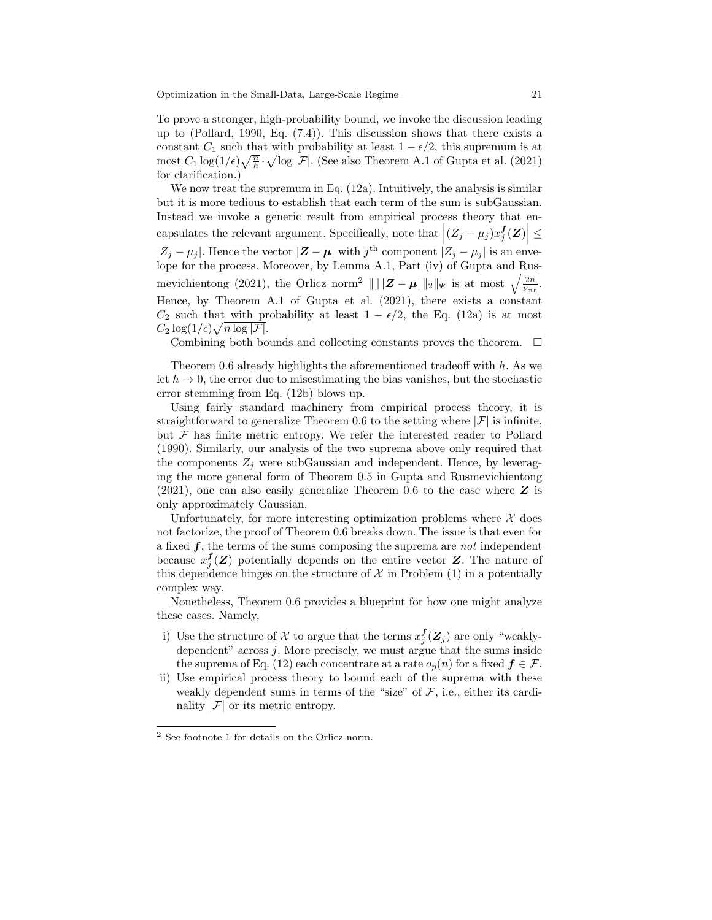To prove a stronger, high-probability bound, we invoke the discussion leading up to (Pollard, 1990, Eq. (7.4)). This discussion shows that there exists a constant $C_1$ such that with probability at least $1 - \epsilon/2$, this supremum is at most $C_1 \log(1/\epsilon)\sqrt{\frac{n}{h}} \cdot \sqrt{\log |\mathcal{F}|}$. (See also Theorem A.1 of Gupta et al. (2021) for clarification.)

We now treat the supremum in Eq. (12a). Intuitively, the analysis is similar but it is more tedious to establish that each term of the sum is subGaussian. Instead we invoke a generic result from empirical process theory that encapsulates the relevant argument. Specifically, note that $\left|(Z_j - \mu_j)x_j^{\boldsymbol{f}}(\boldsymbol{Z})\right| \leq |Z_j - \mu_j|$. Hence the vector $|\boldsymbol{Z} - \boldsymbol{\mu}|$ with $j^{\text{th}}$ component $|Z_j - \mu_j|$ is an envelope for the process. Moreover, by Lemma A.1, Part (iv) of Gupta and Rusmevichientong (2021), the Orlicz norm[2] $\| \| |\boldsymbol{Z} - \boldsymbol{\mu}| \|_2 \|_\Psi$ is at most $\sqrt{\frac{2n}{\nu_{\min}}}$. Hence, by Theorem A.1 of Gupta et al. (2021), there exists a constant $C_2$ such that with probability at least $1 - \epsilon/2$, the Eq. (12a) is at most $C_2 \log(1/\epsilon)\sqrt{n \log |\mathcal{F}|}$.

Combining both bounds and collecting constants proves the theorem. $\square$

Theorem 0.6 already highlights the aforementioned tradeoff with $h$. As we let $h \to 0$, the error due to misestimating the bias vanishes, but the stochastic error stemming from Eq. (12b) blows up.

Using fairly standard machinery from empirical process theory, it is straightforward to generalize Theorem 0.6 to the setting where $|\mathcal{F}|$ is infinite, but $\mathcal{F}$ has finite metric entropy. We refer the interested reader to Pollard (1990). Similarly, our analysis of the two suprema above only required that the components $Z_j$ were subGaussian and independent. Hence, by leveraging the more general form of Theorem 0.5 in Gupta and Rusmevichientong (2021), one can also easily generalize Theorem 0.6 to the case where $\boldsymbol{Z}$ is only approximately Gaussian.

Unfortunately, for more interesting optimization problems where $\mathcal{X}$ does not factorize, the proof of Theorem 0.6 breaks down. The issue is that even for a fixed $\boldsymbol{f}$, the terms of the sums composing the suprema are *not* independent because $x_j^{\boldsymbol{f}}(\boldsymbol{Z})$ potentially depends on the entire vector $\boldsymbol{Z}$. The nature of this dependence hinges on the structure of $\mathcal{X}$ in Problem (1) in a potentially complex way.

Nonetheless, Theorem 0.6 provides a blueprint for how one might analyze these cases. Namely,

i) Use the structure of $\mathcal{X}$ to argue that the terms $x_j^{\boldsymbol{f}}(\boldsymbol{Z}_j)$ are only "weakly-dependent" across $j$. More precisely, we must argue that the sums inside the suprema of Eq. (12) each concentrate at a rate $o_p(n)$ for a fixed $\boldsymbol{f} \in \mathcal{F}$.
ii) Use empirical process theory to bound each of the suprema with these weakly dependent sums in terms of the "size" of $\mathcal{F}$, i.e., either its cardinality $|\mathcal{F}|$ or its metric entropy.

[2] See footnote 1 for details on the Orlicz-norm.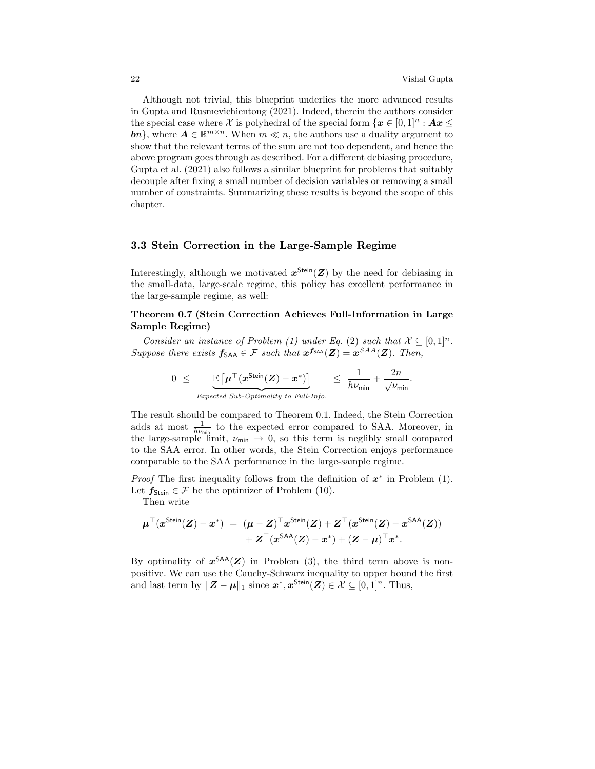Although not trivial, this blueprint underlies the more advanced results in Gupta and Rusmevichientong (2021). Indeed, therein the authors consider the special case where $\mathcal{X}$ is polyhedral of the special form $\{\boldsymbol{x} \in [0,1]^n : \boldsymbol{A}\boldsymbol{x} \leq \boldsymbol{b}n\}$, where $\boldsymbol{A} \in \mathbb{R}^{m \times n}$. When $m \ll n$, the authors use a duality argument to show that the relevant terms of the sum are not too dependent, and hence the above program goes through as described. For a different debiasing procedure, Gupta et al. (2021) also follows a similar blueprint for problems that suitably decouple after fixing a small number of decision variables or removing a small number of constraints. Summarizing these results is beyond the scope of this chapter.

### 3.3 Stein Correction in the Large-Sample Regime

Interestingly, although we motivated $\boldsymbol{x}^{\mathsf{Stein}}(\boldsymbol{Z})$ by the need for debiasing in the small-data, large-scale regime, this policy has excellent performance in the large-sample regime, as well:

**Theorem 0.7 (Stein Correction Achieves Full-Information in Large Sample Regime)**

*Consider an instance of Problem (1) under Eq. (2) such that $\mathcal{X} \subseteq [0,1]^n$. Suppose there exists $\boldsymbol{f}_{\mathsf{SAA}} \in \mathcal{F}$ such that $\boldsymbol{x}^{\boldsymbol{f}_{\mathsf{SAA}}}(\boldsymbol{Z}) = \boldsymbol{x}^{SAA}(\boldsymbol{Z})$. Then,*

$$
0 \;\leq\; \underbrace{\mathbb{E}\left[\boldsymbol{\mu}^\top(\boldsymbol{x}^{\mathsf{Stein}}(\boldsymbol{Z}) - \boldsymbol{x}^*)\right]}_{\textit{Expected Sub-Optimality to Full-Info.}} \;\leq\; \frac{1}{h\nu_{\mathsf{min}}} + \frac{2n}{\sqrt{\nu_{\mathsf{min}}}}.
$$

The result should be compared to Theorem 0.1. Indeed, the Stein Correction adds at most $\frac{1}{h\nu_{\mathsf{min}}}$ to the expected error compared to SAA. Moreover, in the large-sample limit, $\nu_{\mathsf{min}} \to 0$, so this term is neglibly small compared to the SAA error. In other words, the Stein Correction enjoys performance comparable to the SAA performance in the large-sample regime.

*Proof* The first inequality follows from the definition of $\boldsymbol{x}^*$ in Problem (1). Let $\boldsymbol{f}_{\mathsf{Stein}} \in \mathcal{F}$ be the optimizer of Problem (10).

Then write

$$
\begin{aligned}
\boldsymbol{\mu}^\top(\boldsymbol{x}^{\mathsf{Stein}}(\boldsymbol{Z}) - \boldsymbol{x}^*) \;=\; & (\boldsymbol{\mu} - \boldsymbol{Z})^\top \boldsymbol{x}^{\mathsf{Stein}}(\boldsymbol{Z}) + \boldsymbol{Z}^\top(\boldsymbol{x}^{\mathsf{Stein}}(\boldsymbol{Z}) - \boldsymbol{x}^{\mathsf{SAA}}(\boldsymbol{Z})) \\
& + \boldsymbol{Z}^\top(\boldsymbol{x}^{\mathsf{SAA}}(\boldsymbol{Z}) - \boldsymbol{x}^*) + (\boldsymbol{Z} - \boldsymbol{\mu})^\top \boldsymbol{x}^*.
\end{aligned}
$$

By optimality of $\boldsymbol{x}^{\mathsf{SAA}}(\boldsymbol{Z})$ in Problem (3), the third term above is non-positive. We can use the Cauchy-Schwarz inequality to upper bound the first and last term by $\|\boldsymbol{Z} - \boldsymbol{\mu}\|_1$ since $\boldsymbol{x}^*, \boldsymbol{x}^{\mathsf{Stein}}(\boldsymbol{Z}) \in \mathcal{X} \subseteq [0,1]^n$. Thus,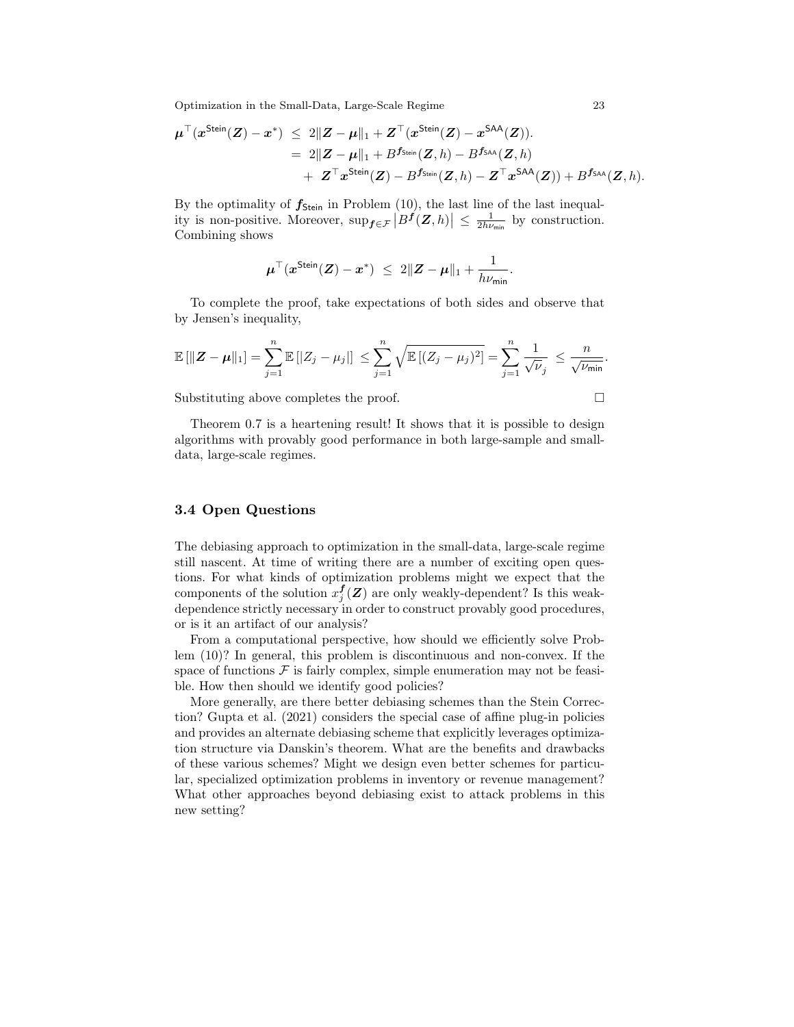$$
\begin{aligned}
\boldsymbol{\mu}^\top(\boldsymbol{x}^{\mathsf{Stein}}(\boldsymbol{Z}) - \boldsymbol{x}^*) \;&\le\; 2\|\boldsymbol{Z} - \boldsymbol{\mu}\|_1 + \boldsymbol{Z}^\top(\boldsymbol{x}^{\mathsf{Stein}}(\boldsymbol{Z}) - \boldsymbol{x}^{\mathsf{SAA}}(\boldsymbol{Z})). \\
&=\; 2\|\boldsymbol{Z} - \boldsymbol{\mu}\|_1 + B^{\boldsymbol{f}_{\mathsf{Stein}}}(\boldsymbol{Z}, h) - B^{\boldsymbol{f}_{\mathsf{SAA}}}(\boldsymbol{Z}, h) \\
&\quad+\; \boldsymbol{Z}^\top\boldsymbol{x}^{\mathsf{Stein}}(\boldsymbol{Z}) - B^{\boldsymbol{f}_{\mathsf{Stein}}}(\boldsymbol{Z}, h) - \boldsymbol{Z}^\top\boldsymbol{x}^{\mathsf{SAA}}(\boldsymbol{Z})) + B^{\boldsymbol{f}_{\mathsf{SAA}}}(\boldsymbol{Z}, h).
\end{aligned}
$$

By the optimality of $\boldsymbol{f}_{\mathsf{Stein}}$ in Problem (10), the last line of the last inequality is non-positive. Moreover, $\sup_{\boldsymbol{f}\in\mathcal{F}} \left|B^{\boldsymbol{f}}(\boldsymbol{Z}, h)\right| \le \frac{1}{2h\nu_{\mathsf{min}}}$ by construction. Combining shows

$$
\boldsymbol{\mu}^\top(\boldsymbol{x}^{\mathsf{Stein}}(\boldsymbol{Z}) - \boldsymbol{x}^*) \;\le\; 2\|\boldsymbol{Z} - \boldsymbol{\mu}\|_1 + \frac{1}{h\nu_{\mathsf{min}}}.
$$

To complete the proof, take expectations of both sides and observe that by Jensen's inequality,

$$
\mathbb{E}\left[\|\boldsymbol{Z} - \boldsymbol{\mu}\|_1\right] = \sum_{j=1}^n \mathbb{E}\left[|Z_j - \mu_j|\right] \;\le \sum_{j=1}^n \sqrt{\mathbb{E}\left[(Z_j - \mu_j)^2\right]} = \sum_{j=1}^n \frac{1}{\sqrt{\nu_j}} \;\le \frac{n}{\sqrt{\nu_{\mathsf{min}}}}.
$$

Substituting above completes the proof. $\square$

Theorem 0.7 is a heartening result! It shows that it is possible to design algorithms with provably good performance in both large-sample and small-data, large-scale regimes.

### 3.4 Open Questions

The debiasing approach to optimization in the small-data, large-scale regime still nascent. At time of writing there are a number of exciting open questions. For what kinds of optimization problems might we expect that the components of the solution $x_j^{\boldsymbol{f}}(\boldsymbol{Z})$ are only weakly-dependent? Is this weak-dependence strictly necessary in order to construct provably good procedures, or is it an artifact of our analysis?

From a computational perspective, how should we efficiently solve Problem (10)? In general, this problem is discontinuous and non-convex. If the space of functions $\mathcal{F}$ is fairly complex, simple enumeration may not be feasible. How then should we identify good policies?

More generally, are there better debiasing schemes than the Stein Correction? Gupta et al. (2021) considers the special case of affine plug-in policies and provides an alternate debiasing scheme that explicitly leverages optimization structure via Danskin's theorem. What are the benefits and drawbacks of these various schemes? Might we design even better schemes for particular, specialized optimization problems in inventory or revenue management? What other approaches beyond debiasing exist to attack problems in this new setting?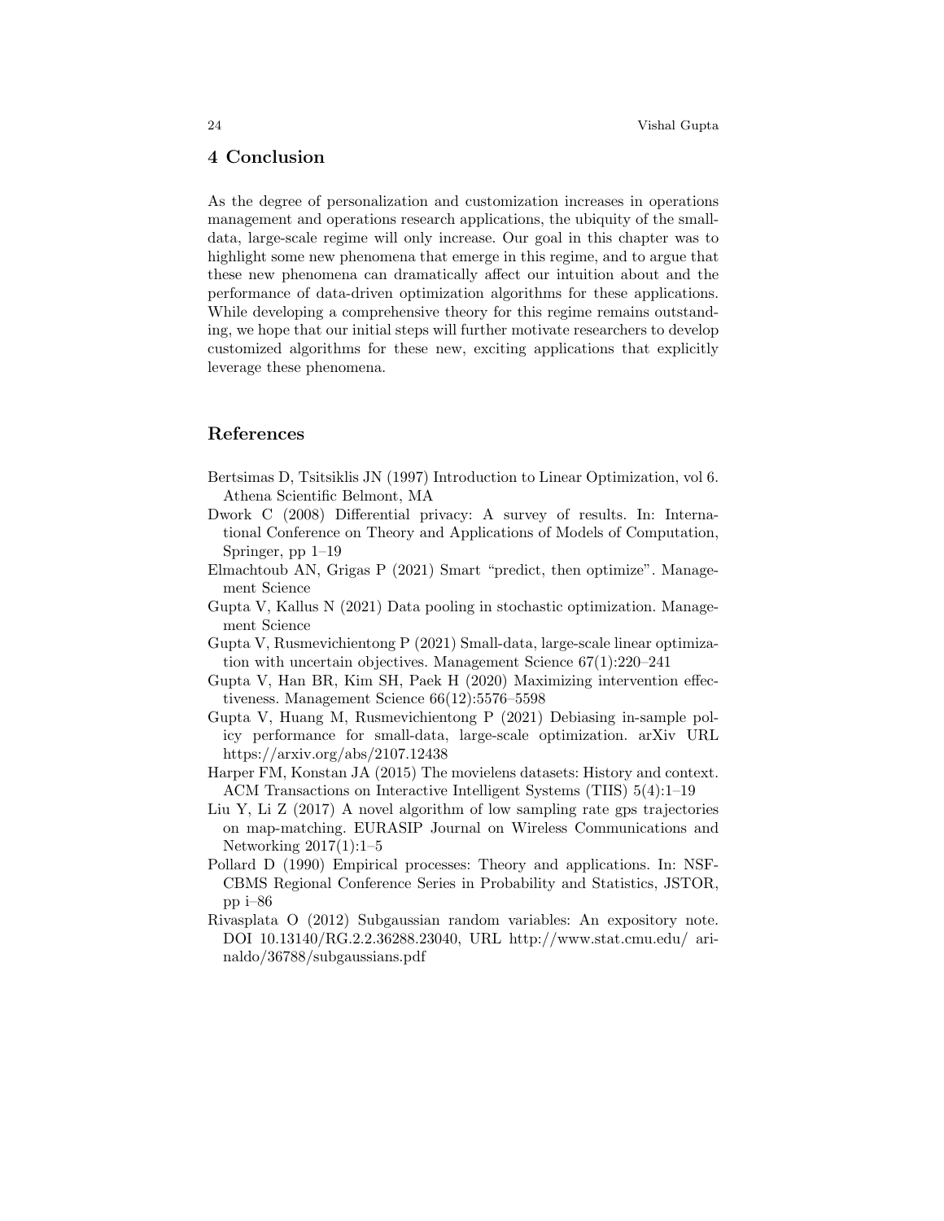## 4 Conclusion

As the degree of personalization and customization increases in operations management and operations research applications, the ubiquity of the small-data, large-scale regime will only increase. Our goal in this chapter was to highlight some new phenomena that emerge in this regime, and to argue that these new phenomena can dramatically affect our intuition about and the performance of data-driven optimization algorithms for these applications. While developing a comprehensive theory for this regime remains outstanding, we hope that our initial steps will further motivate researchers to develop customized algorithms for these new, exciting applications that explicitly leverage these phenomena.

## References

Bertsimas D, Tsitsiklis JN (1997) Introduction to Linear Optimization, vol 6. Athena Scientific Belmont, MA

Dwork C (2008) Differential privacy: A survey of results. In: International Conference on Theory and Applications of Models of Computation, Springer, pp 1–19

Elmachtoub AN, Grigas P (2021) Smart "predict, then optimize". Management Science

Gupta V, Kallus N (2021) Data pooling in stochastic optimization. Management Science

Gupta V, Rusmevichientong P (2021) Small-data, large-scale linear optimization with uncertain objectives. Management Science 67(1):220–241

Gupta V, Han BR, Kim SH, Paek H (2020) Maximizing intervention effectiveness. Management Science 66(12):5576–5598

Gupta V, Huang M, Rusmevichientong P (2021) Debiasing in-sample policy performance for small-data, large-scale optimization. arXiv URL https://arxiv.org/abs/2107.12438

Harper FM, Konstan JA (2015) The movielens datasets: History and context. ACM Transactions on Interactive Intelligent Systems (TIIS) 5(4):1–19

Liu Y, Li Z (2017) A novel algorithm of low sampling rate gps trajectories on map-matching. EURASIP Journal on Wireless Communications and Networking 2017(1):1–5

Pollard D (1990) Empirical processes: Theory and applications. In: NSF-CBMS Regional Conference Series in Probability and Statistics, JSTOR, pp i–86

Rivasplata O (2012) Subgaussian random variables: An expository note. DOI 10.13140/RG.2.2.36288.23040, URL http://www.stat.cmu.edu/ arinaldo/36788/subgaussians.pdf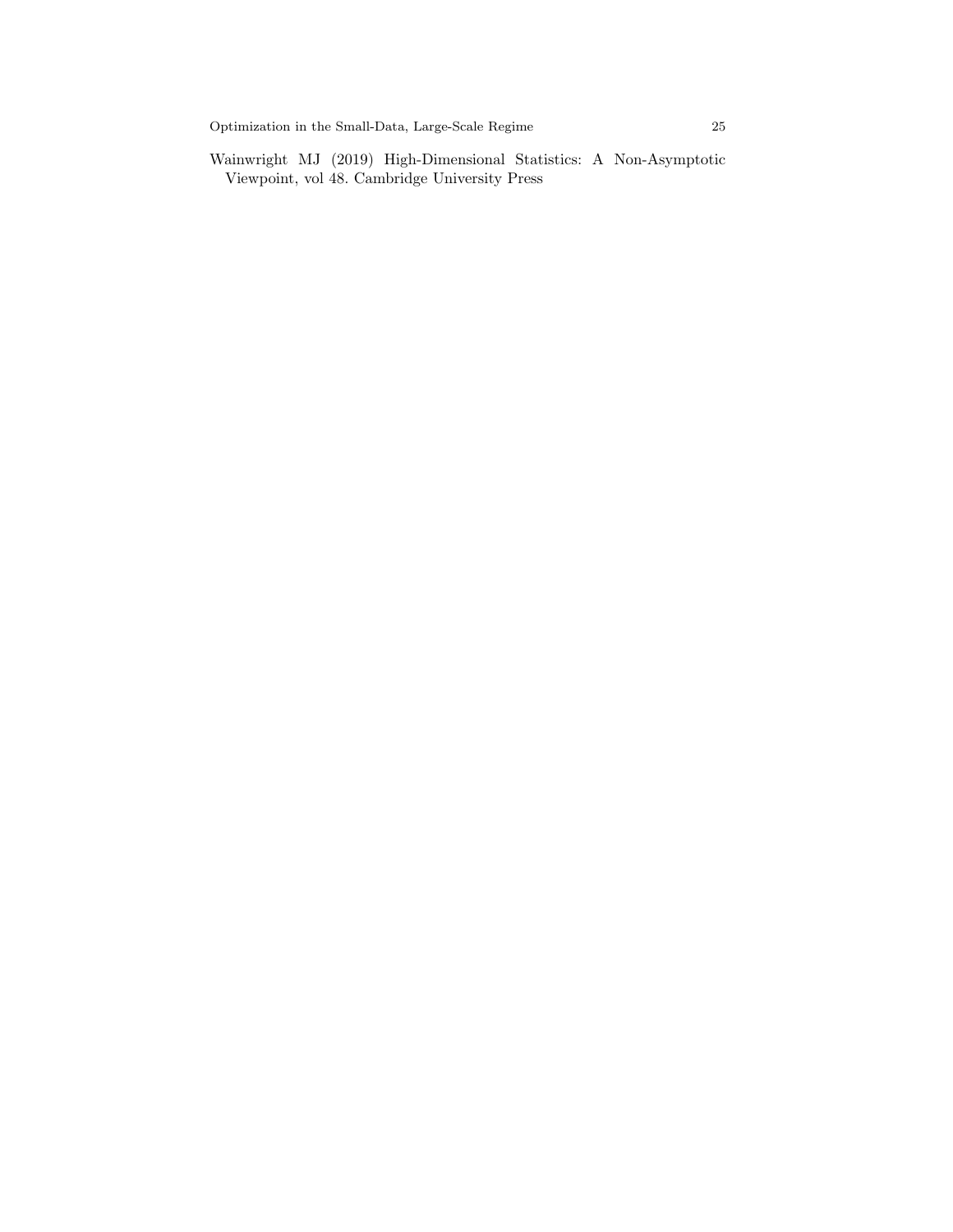Wainwright MJ (2019) High-Dimensional Statistics: A Non-Asymptotic Viewpoint, vol 48. Cambridge University Press